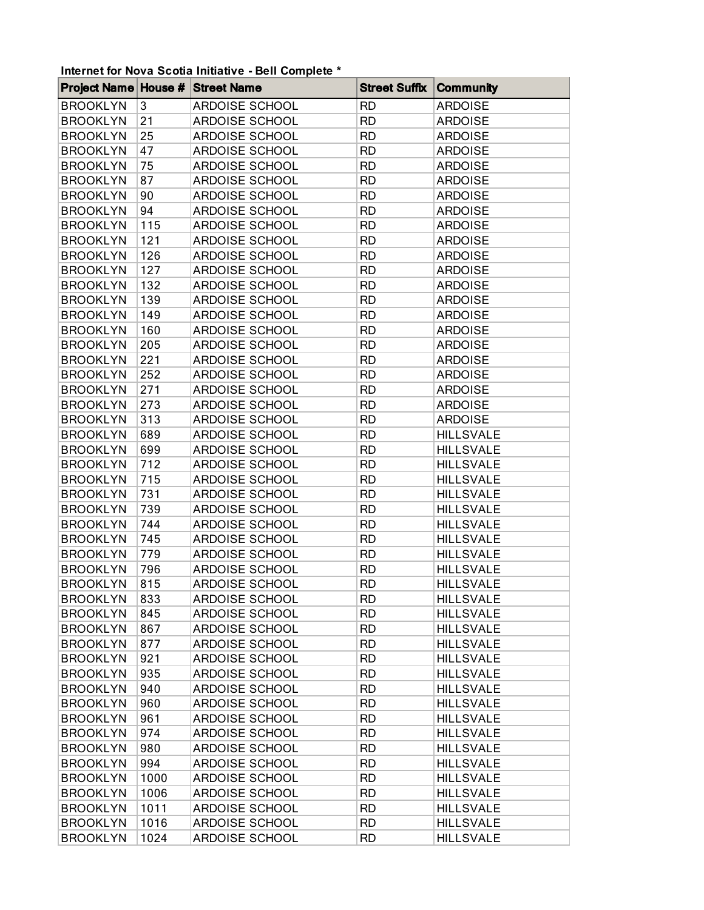**Internet for Nova Scotia Initiative - Bell Complete ***

| Project Name | House # | Street Name | Street Suffix | Community |
|---|---|---|---|---|
| BROOKLYN | 3 | ARDOISE SCHOOL | RD | ARDOISE |
| BROOKLYN | 21 | ARDOISE SCHOOL | RD | ARDOISE |
| BROOKLYN | 25 | ARDOISE SCHOOL | RD | ARDOISE |
| BROOKLYN | 47 | ARDOISE SCHOOL | RD | ARDOISE |
| BROOKLYN | 75 | ARDOISE SCHOOL | RD | ARDOISE |
| BROOKLYN | 87 | ARDOISE SCHOOL | RD | ARDOISE |
| BROOKLYN | 90 | ARDOISE SCHOOL | RD | ARDOISE |
| BROOKLYN | 94 | ARDOISE SCHOOL | RD | ARDOISE |
| BROOKLYN | 115 | ARDOISE SCHOOL | RD | ARDOISE |
| BROOKLYN | 121 | ARDOISE SCHOOL | RD | ARDOISE |
| BROOKLYN | 126 | ARDOISE SCHOOL | RD | ARDOISE |
| BROOKLYN | 127 | ARDOISE SCHOOL | RD | ARDOISE |
| BROOKLYN | 132 | ARDOISE SCHOOL | RD | ARDOISE |
| BROOKLYN | 139 | ARDOISE SCHOOL | RD | ARDOISE |
| BROOKLYN | 149 | ARDOISE SCHOOL | RD | ARDOISE |
| BROOKLYN | 160 | ARDOISE SCHOOL | RD | ARDOISE |
| BROOKLYN | 205 | ARDOISE SCHOOL | RD | ARDOISE |
| BROOKLYN | 221 | ARDOISE SCHOOL | RD | ARDOISE |
| BROOKLYN | 252 | ARDOISE SCHOOL | RD | ARDOISE |
| BROOKLYN | 271 | ARDOISE SCHOOL | RD | ARDOISE |
| BROOKLYN | 273 | ARDOISE SCHOOL | RD | ARDOISE |
| BROOKLYN | 313 | ARDOISE SCHOOL | RD | ARDOISE |
| BROOKLYN | 689 | ARDOISE SCHOOL | RD | HILLSVALE |
| BROOKLYN | 699 | ARDOISE SCHOOL | RD | HILLSVALE |
| BROOKLYN | 712 | ARDOISE SCHOOL | RD | HILLSVALE |
| BROOKLYN | 715 | ARDOISE SCHOOL | RD | HILLSVALE |
| BROOKLYN | 731 | ARDOISE SCHOOL | RD | HILLSVALE |
| BROOKLYN | 739 | ARDOISE SCHOOL | RD | HILLSVALE |
| BROOKLYN | 744 | ARDOISE SCHOOL | RD | HILLSVALE |
| BROOKLYN | 745 | ARDOISE SCHOOL | RD | HILLSVALE |
| BROOKLYN | 779 | ARDOISE SCHOOL | RD | HILLSVALE |
| BROOKLYN | 796 | ARDOISE SCHOOL | RD | HILLSVALE |
| BROOKLYN | 815 | ARDOISE SCHOOL | RD | HILLSVALE |
| BROOKLYN | 833 | ARDOISE SCHOOL | RD | HILLSVALE |
| BROOKLYN | 845 | ARDOISE SCHOOL | RD | HILLSVALE |
| BROOKLYN | 867 | ARDOISE SCHOOL | RD | HILLSVALE |
| BROOKLYN | 877 | ARDOISE SCHOOL | RD | HILLSVALE |
| BROOKLYN | 921 | ARDOISE SCHOOL | RD | HILLSVALE |
| BROOKLYN | 935 | ARDOISE SCHOOL | RD | HILLSVALE |
| BROOKLYN | 940 | ARDOISE SCHOOL | RD | HILLSVALE |
| BROOKLYN | 960 | ARDOISE SCHOOL | RD | HILLSVALE |
| BROOKLYN | 961 | ARDOISE SCHOOL | RD | HILLSVALE |
| BROOKLYN | 974 | ARDOISE SCHOOL | RD | HILLSVALE |
| BROOKLYN | 980 | ARDOISE SCHOOL | RD | HILLSVALE |
| BROOKLYN | 994 | ARDOISE SCHOOL | RD | HILLSVALE |
| BROOKLYN | 1000 | ARDOISE SCHOOL | RD | HILLSVALE |
| BROOKLYN | 1006 | ARDOISE SCHOOL | RD | HILLSVALE |
| BROOKLYN | 1011 | ARDOISE SCHOOL | RD | HILLSVALE |
| BROOKLYN | 1016 | ARDOISE SCHOOL | RD | HILLSVALE |
| BROOKLYN | 1024 | ARDOISE SCHOOL | RD | HILLSVALE |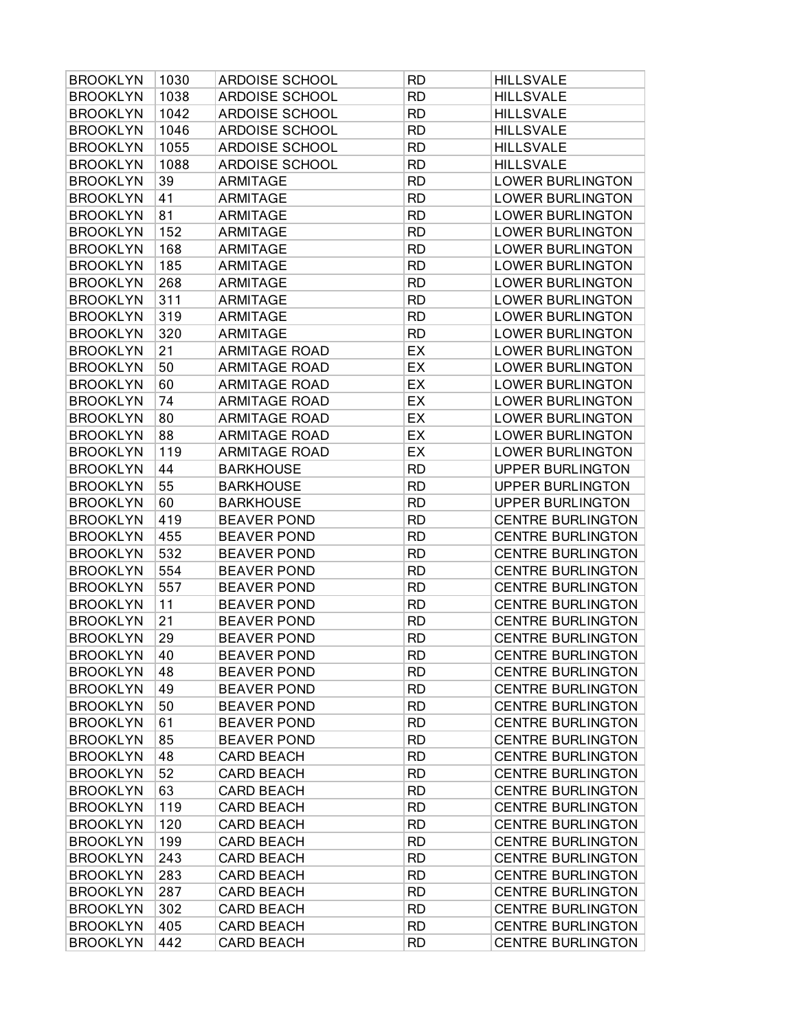| BROOKLYN | 1030 | ARDOISE SCHOOL | RD | HILLSVALE |
|---|---|---|---|---|
| BROOKLYN | 1038 | ARDOISE SCHOOL | RD | HILLSVALE |
| BROOKLYN | 1042 | ARDOISE SCHOOL | RD | HILLSVALE |
| BROOKLYN | 1046 | ARDOISE SCHOOL | RD | HILLSVALE |
| BROOKLYN | 1055 | ARDOISE SCHOOL | RD | HILLSVALE |
| BROOKLYN | 1088 | ARDOISE SCHOOL | RD | HILLSVALE |
| BROOKLYN | 39 | ARMITAGE | RD | LOWER BURLINGTON |
| BROOKLYN | 41 | ARMITAGE | RD | LOWER BURLINGTON |
| BROOKLYN | 81 | ARMITAGE | RD | LOWER BURLINGTON |
| BROOKLYN | 152 | ARMITAGE | RD | LOWER BURLINGTON |
| BROOKLYN | 168 | ARMITAGE | RD | LOWER BURLINGTON |
| BROOKLYN | 185 | ARMITAGE | RD | LOWER BURLINGTON |
| BROOKLYN | 268 | ARMITAGE | RD | LOWER BURLINGTON |
| BROOKLYN | 311 | ARMITAGE | RD | LOWER BURLINGTON |
| BROOKLYN | 319 | ARMITAGE | RD | LOWER BURLINGTON |
| BROOKLYN | 320 | ARMITAGE | RD | LOWER BURLINGTON |
| BROOKLYN | 21 | ARMITAGE ROAD | EX | LOWER BURLINGTON |
| BROOKLYN | 50 | ARMITAGE ROAD | EX | LOWER BURLINGTON |
| BROOKLYN | 60 | ARMITAGE ROAD | EX | LOWER BURLINGTON |
| BROOKLYN | 74 | ARMITAGE ROAD | EX | LOWER BURLINGTON |
| BROOKLYN | 80 | ARMITAGE ROAD | EX | LOWER BURLINGTON |
| BROOKLYN | 88 | ARMITAGE ROAD | EX | LOWER BURLINGTON |
| BROOKLYN | 119 | ARMITAGE ROAD | EX | LOWER BURLINGTON |
| BROOKLYN | 44 | BARKHOUSE | RD | UPPER BURLINGTON |
| BROOKLYN | 55 | BARKHOUSE | RD | UPPER BURLINGTON |
| BROOKLYN | 60 | BARKHOUSE | RD | UPPER BURLINGTON |
| BROOKLYN | 419 | BEAVER POND | RD | CENTRE BURLINGTON |
| BROOKLYN | 455 | BEAVER POND | RD | CENTRE BURLINGTON |
| BROOKLYN | 532 | BEAVER POND | RD | CENTRE BURLINGTON |
| BROOKLYN | 554 | BEAVER POND | RD | CENTRE BURLINGTON |
| BROOKLYN | 557 | BEAVER POND | RD | CENTRE BURLINGTON |
| BROOKLYN | 11 | BEAVER POND | RD | CENTRE BURLINGTON |
| BROOKLYN | 21 | BEAVER POND | RD | CENTRE BURLINGTON |
| BROOKLYN | 29 | BEAVER POND | RD | CENTRE BURLINGTON |
| BROOKLYN | 40 | BEAVER POND | RD | CENTRE BURLINGTON |
| BROOKLYN | 48 | BEAVER POND | RD | CENTRE BURLINGTON |
| BROOKLYN | 49 | BEAVER POND | RD | CENTRE BURLINGTON |
| BROOKLYN | 50 | BEAVER POND | RD | CENTRE BURLINGTON |
| BROOKLYN | 61 | BEAVER POND | RD | CENTRE BURLINGTON |
| BROOKLYN | 85 | BEAVER POND | RD | CENTRE BURLINGTON |
| BROOKLYN | 48 | CARD BEACH | RD | CENTRE BURLINGTON |
| BROOKLYN | 52 | CARD BEACH | RD | CENTRE BURLINGTON |
| BROOKLYN | 63 | CARD BEACH | RD | CENTRE BURLINGTON |
| BROOKLYN | 119 | CARD BEACH | RD | CENTRE BURLINGTON |
| BROOKLYN | 120 | CARD BEACH | RD | CENTRE BURLINGTON |
| BROOKLYN | 199 | CARD BEACH | RD | CENTRE BURLINGTON |
| BROOKLYN | 243 | CARD BEACH | RD | CENTRE BURLINGTON |
| BROOKLYN | 283 | CARD BEACH | RD | CENTRE BURLINGTON |
| BROOKLYN | 287 | CARD BEACH | RD | CENTRE BURLINGTON |
| BROOKLYN | 302 | CARD BEACH | RD | CENTRE BURLINGTON |
| BROOKLYN | 405 | CARD BEACH | RD | CENTRE BURLINGTON |
| BROOKLYN | 442 | CARD BEACH | RD | CENTRE BURLINGTON |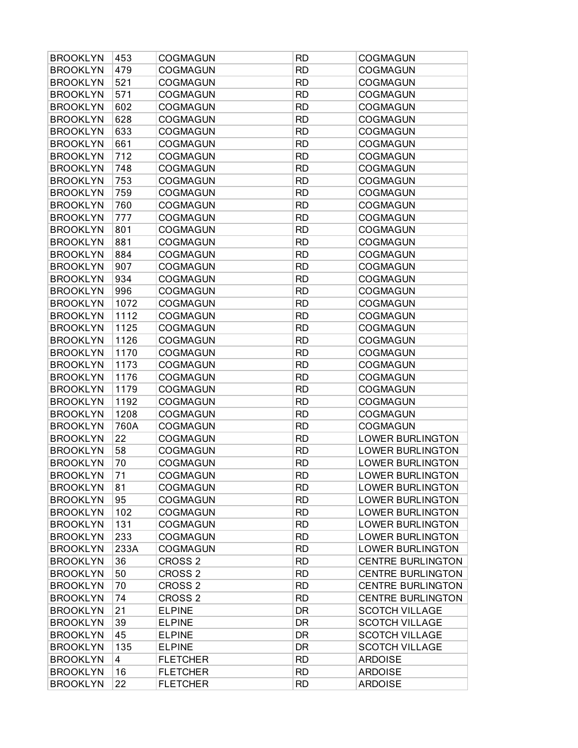| BROOKLYN | 453 | COGMAGUN | RD | COGMAGUN |
|---|---|---|---|---|
| BROOKLYN | 479 | COGMAGUN | RD | COGMAGUN |
| BROOKLYN | 521 | COGMAGUN | RD | COGMAGUN |
| BROOKLYN | 571 | COGMAGUN | RD | COGMAGUN |
| BROOKLYN | 602 | COGMAGUN | RD | COGMAGUN |
| BROOKLYN | 628 | COGMAGUN | RD | COGMAGUN |
| BROOKLYN | 633 | COGMAGUN | RD | COGMAGUN |
| BROOKLYN | 661 | COGMAGUN | RD | COGMAGUN |
| BROOKLYN | 712 | COGMAGUN | RD | COGMAGUN |
| BROOKLYN | 748 | COGMAGUN | RD | COGMAGUN |
| BROOKLYN | 753 | COGMAGUN | RD | COGMAGUN |
| BROOKLYN | 759 | COGMAGUN | RD | COGMAGUN |
| BROOKLYN | 760 | COGMAGUN | RD | COGMAGUN |
| BROOKLYN | 777 | COGMAGUN | RD | COGMAGUN |
| BROOKLYN | 801 | COGMAGUN | RD | COGMAGUN |
| BROOKLYN | 881 | COGMAGUN | RD | COGMAGUN |
| BROOKLYN | 884 | COGMAGUN | RD | COGMAGUN |
| BROOKLYN | 907 | COGMAGUN | RD | COGMAGUN |
| BROOKLYN | 934 | COGMAGUN | RD | COGMAGUN |
| BROOKLYN | 996 | COGMAGUN | RD | COGMAGUN |
| BROOKLYN | 1072 | COGMAGUN | RD | COGMAGUN |
| BROOKLYN | 1112 | COGMAGUN | RD | COGMAGUN |
| BROOKLYN | 1125 | COGMAGUN | RD | COGMAGUN |
| BROOKLYN | 1126 | COGMAGUN | RD | COGMAGUN |
| BROOKLYN | 1170 | COGMAGUN | RD | COGMAGUN |
| BROOKLYN | 1173 | COGMAGUN | RD | COGMAGUN |
| BROOKLYN | 1176 | COGMAGUN | RD | COGMAGUN |
| BROOKLYN | 1179 | COGMAGUN | RD | COGMAGUN |
| BROOKLYN | 1192 | COGMAGUN | RD | COGMAGUN |
| BROOKLYN | 1208 | COGMAGUN | RD | COGMAGUN |
| BROOKLYN | 760A | COGMAGUN | RD | COGMAGUN |
| BROOKLYN | 22 | COGMAGUN | RD | LOWER BURLINGTON |
| BROOKLYN | 58 | COGMAGUN | RD | LOWER BURLINGTON |
| BROOKLYN | 70 | COGMAGUN | RD | LOWER BURLINGTON |
| BROOKLYN | 71 | COGMAGUN | RD | LOWER BURLINGTON |
| BROOKLYN | 81 | COGMAGUN | RD | LOWER BURLINGTON |
| BROOKLYN | 95 | COGMAGUN | RD | LOWER BURLINGTON |
| BROOKLYN | 102 | COGMAGUN | RD | LOWER BURLINGTON |
| BROOKLYN | 131 | COGMAGUN | RD | LOWER BURLINGTON |
| BROOKLYN | 233 | COGMAGUN | RD | LOWER BURLINGTON |
| BROOKLYN | 233A | COGMAGUN | RD | LOWER BURLINGTON |
| BROOKLYN | 36 | CROSS 2 | RD | CENTRE BURLINGTON |
| BROOKLYN | 50 | CROSS 2 | RD | CENTRE BURLINGTON |
| BROOKLYN | 70 | CROSS 2 | RD | CENTRE BURLINGTON |
| BROOKLYN | 74 | CROSS 2 | RD | CENTRE BURLINGTON |
| BROOKLYN | 21 | ELPINE | DR | SCOTCH VILLAGE |
| BROOKLYN | 39 | ELPINE | DR | SCOTCH VILLAGE |
| BROOKLYN | 45 | ELPINE | DR | SCOTCH VILLAGE |
| BROOKLYN | 135 | ELPINE | DR | SCOTCH VILLAGE |
| BROOKLYN | 4 | FLETCHER | RD | ARDOISE |
| BROOKLYN | 16 | FLETCHER | RD | ARDOISE |
| BROOKLYN | 22 | FLETCHER | RD | ARDOISE |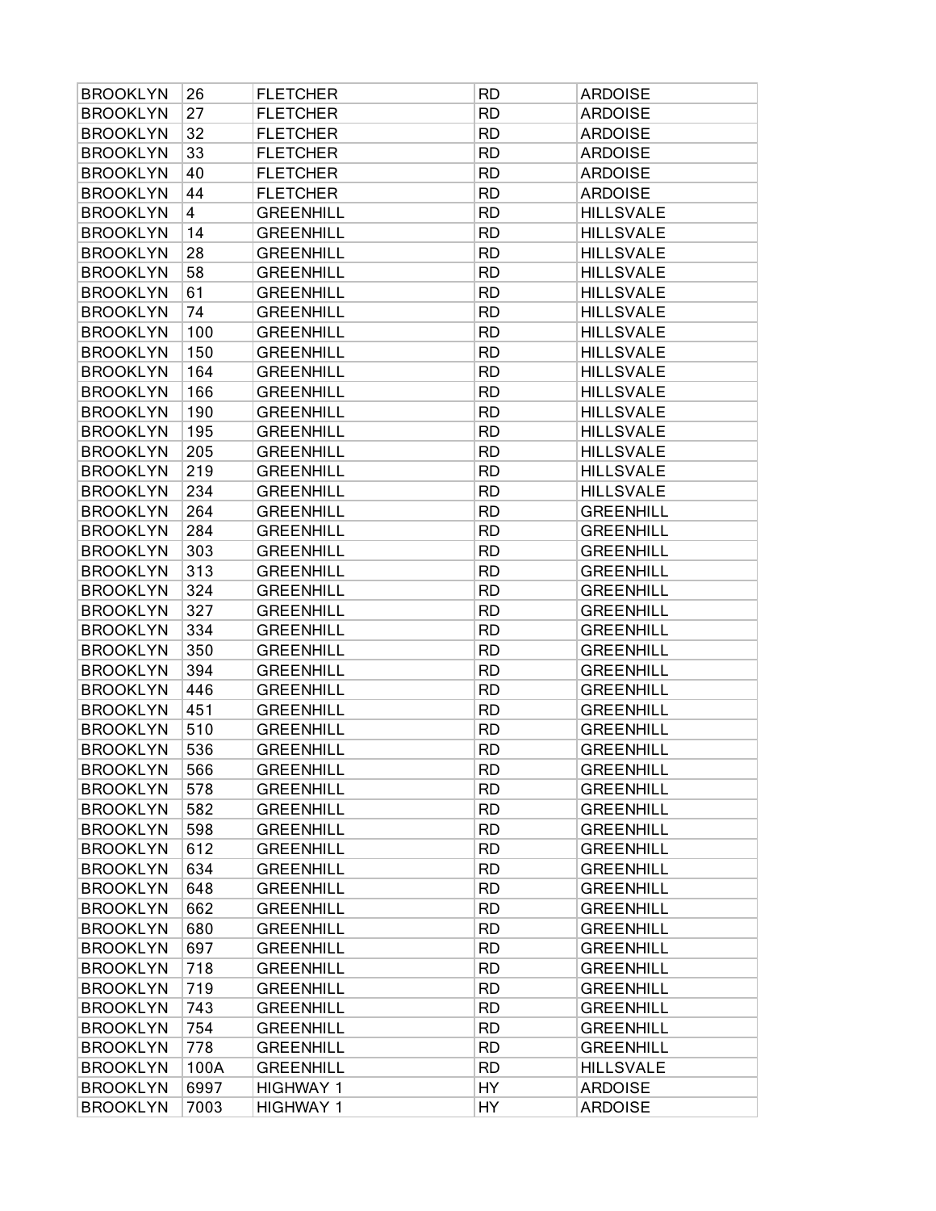| BROOKLYN | 26 | FLETCHER | RD | ARDOISE |
|---|---|---|---|---|
| BROOKLYN | 27 | FLETCHER | RD | ARDOISE |
| BROOKLYN | 32 | FLETCHER | RD | ARDOISE |
| BROOKLYN | 33 | FLETCHER | RD | ARDOISE |
| BROOKLYN | 40 | FLETCHER | RD | ARDOISE |
| BROOKLYN | 44 | FLETCHER | RD | ARDOISE |
| BROOKLYN | 4 | GREENHILL | RD | HILLSVALE |
| BROOKLYN | 14 | GREENHILL | RD | HILLSVALE |
| BROOKLYN | 28 | GREENHILL | RD | HILLSVALE |
| BROOKLYN | 58 | GREENHILL | RD | HILLSVALE |
| BROOKLYN | 61 | GREENHILL | RD | HILLSVALE |
| BROOKLYN | 74 | GREENHILL | RD | HILLSVALE |
| BROOKLYN | 100 | GREENHILL | RD | HILLSVALE |
| BROOKLYN | 150 | GREENHILL | RD | HILLSVALE |
| BROOKLYN | 164 | GREENHILL | RD | HILLSVALE |
| BROOKLYN | 166 | GREENHILL | RD | HILLSVALE |
| BROOKLYN | 190 | GREENHILL | RD | HILLSVALE |
| BROOKLYN | 195 | GREENHILL | RD | HILLSVALE |
| BROOKLYN | 205 | GREENHILL | RD | HILLSVALE |
| BROOKLYN | 219 | GREENHILL | RD | HILLSVALE |
| BROOKLYN | 234 | GREENHILL | RD | HILLSVALE |
| BROOKLYN | 264 | GREENHILL | RD | GREENHILL |
| BROOKLYN | 284 | GREENHILL | RD | GREENHILL |
| BROOKLYN | 303 | GREENHILL | RD | GREENHILL |
| BROOKLYN | 313 | GREENHILL | RD | GREENHILL |
| BROOKLYN | 324 | GREENHILL | RD | GREENHILL |
| BROOKLYN | 327 | GREENHILL | RD | GREENHILL |
| BROOKLYN | 334 | GREENHILL | RD | GREENHILL |
| BROOKLYN | 350 | GREENHILL | RD | GREENHILL |
| BROOKLYN | 394 | GREENHILL | RD | GREENHILL |
| BROOKLYN | 446 | GREENHILL | RD | GREENHILL |
| BROOKLYN | 451 | GREENHILL | RD | GREENHILL |
| BROOKLYN | 510 | GREENHILL | RD | GREENHILL |
| BROOKLYN | 536 | GREENHILL | RD | GREENHILL |
| BROOKLYN | 566 | GREENHILL | RD | GREENHILL |
| BROOKLYN | 578 | GREENHILL | RD | GREENHILL |
| BROOKLYN | 582 | GREENHILL | RD | GREENHILL |
| BROOKLYN | 598 | GREENHILL | RD | GREENHILL |
| BROOKLYN | 612 | GREENHILL | RD | GREENHILL |
| BROOKLYN | 634 | GREENHILL | RD | GREENHILL |
| BROOKLYN | 648 | GREENHILL | RD | GREENHILL |
| BROOKLYN | 662 | GREENHILL | RD | GREENHILL |
| BROOKLYN | 680 | GREENHILL | RD | GREENHILL |
| BROOKLYN | 697 | GREENHILL | RD | GREENHILL |
| BROOKLYN | 718 | GREENHILL | RD | GREENHILL |
| BROOKLYN | 719 | GREENHILL | RD | GREENHILL |
| BROOKLYN | 743 | GREENHILL | RD | GREENHILL |
| BROOKLYN | 754 | GREENHILL | RD | GREENHILL |
| BROOKLYN | 778 | GREENHILL | RD | GREENHILL |
| BROOKLYN | 100A | GREENHILL | RD | HILLSVALE |
| BROOKLYN | 6997 | HIGHWAY 1 | HY | ARDOISE |
| BROOKLYN | 7003 | HIGHWAY 1 | HY | ARDOISE |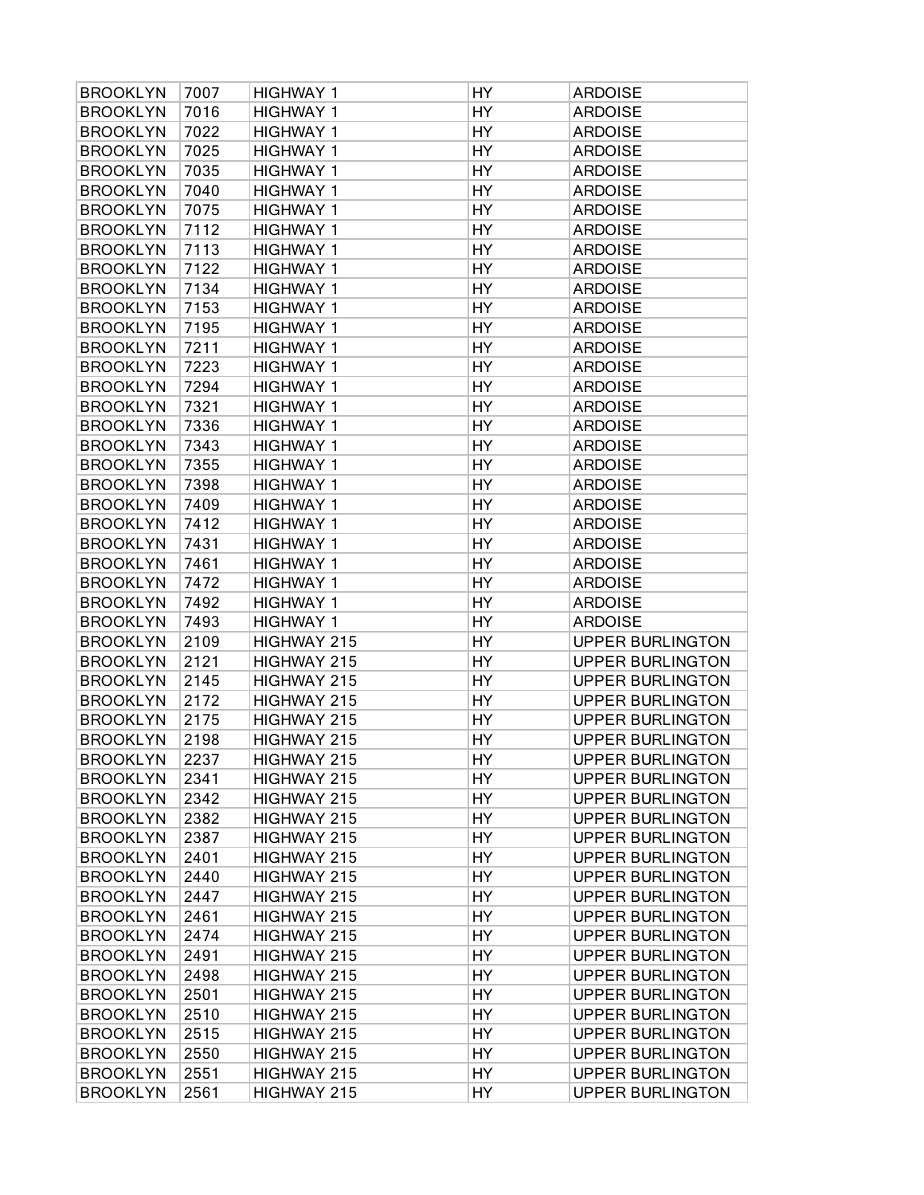| BROOKLYN | 7007 | HIGHWAY 1 | HY | ARDOISE |
|---|---|---|---|---|
| BROOKLYN | 7016 | HIGHWAY 1 | HY | ARDOISE |
| BROOKLYN | 7022 | HIGHWAY 1 | HY | ARDOISE |
| BROOKLYN | 7025 | HIGHWAY 1 | HY | ARDOISE |
| BROOKLYN | 7035 | HIGHWAY 1 | HY | ARDOISE |
| BROOKLYN | 7040 | HIGHWAY 1 | HY | ARDOISE |
| BROOKLYN | 7075 | HIGHWAY 1 | HY | ARDOISE |
| BROOKLYN | 7112 | HIGHWAY 1 | HY | ARDOISE |
| BROOKLYN | 7113 | HIGHWAY 1 | HY | ARDOISE |
| BROOKLYN | 7122 | HIGHWAY 1 | HY | ARDOISE |
| BROOKLYN | 7134 | HIGHWAY 1 | HY | ARDOISE |
| BROOKLYN | 7153 | HIGHWAY 1 | HY | ARDOISE |
| BROOKLYN | 7195 | HIGHWAY 1 | HY | ARDOISE |
| BROOKLYN | 7211 | HIGHWAY 1 | HY | ARDOISE |
| BROOKLYN | 7223 | HIGHWAY 1 | HY | ARDOISE |
| BROOKLYN | 7294 | HIGHWAY 1 | HY | ARDOISE |
| BROOKLYN | 7321 | HIGHWAY 1 | HY | ARDOISE |
| BROOKLYN | 7336 | HIGHWAY 1 | HY | ARDOISE |
| BROOKLYN | 7343 | HIGHWAY 1 | HY | ARDOISE |
| BROOKLYN | 7355 | HIGHWAY 1 | HY | ARDOISE |
| BROOKLYN | 7398 | HIGHWAY 1 | HY | ARDOISE |
| BROOKLYN | 7409 | HIGHWAY 1 | HY | ARDOISE |
| BROOKLYN | 7412 | HIGHWAY 1 | HY | ARDOISE |
| BROOKLYN | 7431 | HIGHWAY 1 | HY | ARDOISE |
| BROOKLYN | 7461 | HIGHWAY 1 | HY | ARDOISE |
| BROOKLYN | 7472 | HIGHWAY 1 | HY | ARDOISE |
| BROOKLYN | 7492 | HIGHWAY 1 | HY | ARDOISE |
| BROOKLYN | 7493 | HIGHWAY 1 | HY | ARDOISE |
| BROOKLYN | 2109 | HIGHWAY 215 | HY | UPPER BURLINGTON |
| BROOKLYN | 2121 | HIGHWAY 215 | HY | UPPER BURLINGTON |
| BROOKLYN | 2145 | HIGHWAY 215 | HY | UPPER BURLINGTON |
| BROOKLYN | 2172 | HIGHWAY 215 | HY | UPPER BURLINGTON |
| BROOKLYN | 2175 | HIGHWAY 215 | HY | UPPER BURLINGTON |
| BROOKLYN | 2198 | HIGHWAY 215 | HY | UPPER BURLINGTON |
| BROOKLYN | 2237 | HIGHWAY 215 | HY | UPPER BURLINGTON |
| BROOKLYN | 2341 | HIGHWAY 215 | HY | UPPER BURLINGTON |
| BROOKLYN | 2342 | HIGHWAY 215 | HY | UPPER BURLINGTON |
| BROOKLYN | 2382 | HIGHWAY 215 | HY | UPPER BURLINGTON |
| BROOKLYN | 2387 | HIGHWAY 215 | HY | UPPER BURLINGTON |
| BROOKLYN | 2401 | HIGHWAY 215 | HY | UPPER BURLINGTON |
| BROOKLYN | 2440 | HIGHWAY 215 | HY | UPPER BURLINGTON |
| BROOKLYN | 2447 | HIGHWAY 215 | HY | UPPER BURLINGTON |
| BROOKLYN | 2461 | HIGHWAY 215 | HY | UPPER BURLINGTON |
| BROOKLYN | 2474 | HIGHWAY 215 | HY | UPPER BURLINGTON |
| BROOKLYN | 2491 | HIGHWAY 215 | HY | UPPER BURLINGTON |
| BROOKLYN | 2498 | HIGHWAY 215 | HY | UPPER BURLINGTON |
| BROOKLYN | 2501 | HIGHWAY 215 | HY | UPPER BURLINGTON |
| BROOKLYN | 2510 | HIGHWAY 215 | HY | UPPER BURLINGTON |
| BROOKLYN | 2515 | HIGHWAY 215 | HY | UPPER BURLINGTON |
| BROOKLYN | 2550 | HIGHWAY 215 | HY | UPPER BURLINGTON |
| BROOKLYN | 2551 | HIGHWAY 215 | HY | UPPER BURLINGTON |
| BROOKLYN | 2561 | HIGHWAY 215 | HY | UPPER BURLINGTON |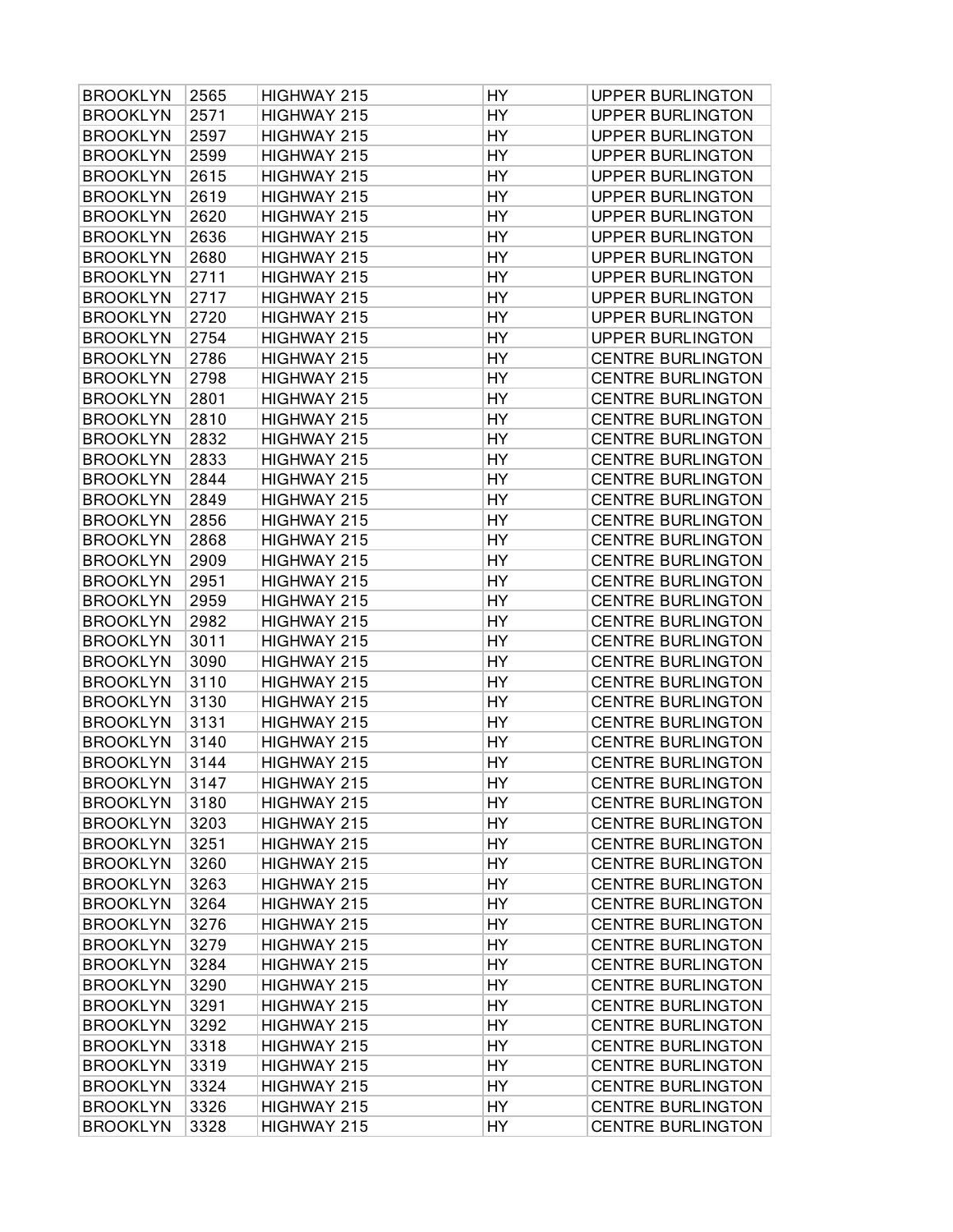| BROOKLYN | 2565 | HIGHWAY 215 | HY | UPPER BURLINGTON |
|---|---|---|---|---|
| BROOKLYN | 2571 | HIGHWAY 215 | HY | UPPER BURLINGTON |
| BROOKLYN | 2597 | HIGHWAY 215 | HY | UPPER BURLINGTON |
| BROOKLYN | 2599 | HIGHWAY 215 | HY | UPPER BURLINGTON |
| BROOKLYN | 2615 | HIGHWAY 215 | HY | UPPER BURLINGTON |
| BROOKLYN | 2619 | HIGHWAY 215 | HY | UPPER BURLINGTON |
| BROOKLYN | 2620 | HIGHWAY 215 | HY | UPPER BURLINGTON |
| BROOKLYN | 2636 | HIGHWAY 215 | HY | UPPER BURLINGTON |
| BROOKLYN | 2680 | HIGHWAY 215 | HY | UPPER BURLINGTON |
| BROOKLYN | 2711 | HIGHWAY 215 | HY | UPPER BURLINGTON |
| BROOKLYN | 2717 | HIGHWAY 215 | HY | UPPER BURLINGTON |
| BROOKLYN | 2720 | HIGHWAY 215 | HY | UPPER BURLINGTON |
| BROOKLYN | 2754 | HIGHWAY 215 | HY | UPPER BURLINGTON |
| BROOKLYN | 2786 | HIGHWAY 215 | HY | CENTRE BURLINGTON |
| BROOKLYN | 2798 | HIGHWAY 215 | HY | CENTRE BURLINGTON |
| BROOKLYN | 2801 | HIGHWAY 215 | HY | CENTRE BURLINGTON |
| BROOKLYN | 2810 | HIGHWAY 215 | HY | CENTRE BURLINGTON |
| BROOKLYN | 2832 | HIGHWAY 215 | HY | CENTRE BURLINGTON |
| BROOKLYN | 2833 | HIGHWAY 215 | HY | CENTRE BURLINGTON |
| BROOKLYN | 2844 | HIGHWAY 215 | HY | CENTRE BURLINGTON |
| BROOKLYN | 2849 | HIGHWAY 215 | HY | CENTRE BURLINGTON |
| BROOKLYN | 2856 | HIGHWAY 215 | HY | CENTRE BURLINGTON |
| BROOKLYN | 2868 | HIGHWAY 215 | HY | CENTRE BURLINGTON |
| BROOKLYN | 2909 | HIGHWAY 215 | HY | CENTRE BURLINGTON |
| BROOKLYN | 2951 | HIGHWAY 215 | HY | CENTRE BURLINGTON |
| BROOKLYN | 2959 | HIGHWAY 215 | HY | CENTRE BURLINGTON |
| BROOKLYN | 2982 | HIGHWAY 215 | HY | CENTRE BURLINGTON |
| BROOKLYN | 3011 | HIGHWAY 215 | HY | CENTRE BURLINGTON |
| BROOKLYN | 3090 | HIGHWAY 215 | HY | CENTRE BURLINGTON |
| BROOKLYN | 3110 | HIGHWAY 215 | HY | CENTRE BURLINGTON |
| BROOKLYN | 3130 | HIGHWAY 215 | HY | CENTRE BURLINGTON |
| BROOKLYN | 3131 | HIGHWAY 215 | HY | CENTRE BURLINGTON |
| BROOKLYN | 3140 | HIGHWAY 215 | HY | CENTRE BURLINGTON |
| BROOKLYN | 3144 | HIGHWAY 215 | HY | CENTRE BURLINGTON |
| BROOKLYN | 3147 | HIGHWAY 215 | HY | CENTRE BURLINGTON |
| BROOKLYN | 3180 | HIGHWAY 215 | HY | CENTRE BURLINGTON |
| BROOKLYN | 3203 | HIGHWAY 215 | HY | CENTRE BURLINGTON |
| BROOKLYN | 3251 | HIGHWAY 215 | HY | CENTRE BURLINGTON |
| BROOKLYN | 3260 | HIGHWAY 215 | HY | CENTRE BURLINGTON |
| BROOKLYN | 3263 | HIGHWAY 215 | HY | CENTRE BURLINGTON |
| BROOKLYN | 3264 | HIGHWAY 215 | HY | CENTRE BURLINGTON |
| BROOKLYN | 3276 | HIGHWAY 215 | HY | CENTRE BURLINGTON |
| BROOKLYN | 3279 | HIGHWAY 215 | HY | CENTRE BURLINGTON |
| BROOKLYN | 3284 | HIGHWAY 215 | HY | CENTRE BURLINGTON |
| BROOKLYN | 3290 | HIGHWAY 215 | HY | CENTRE BURLINGTON |
| BROOKLYN | 3291 | HIGHWAY 215 | HY | CENTRE BURLINGTON |
| BROOKLYN | 3292 | HIGHWAY 215 | HY | CENTRE BURLINGTON |
| BROOKLYN | 3318 | HIGHWAY 215 | HY | CENTRE BURLINGTON |
| BROOKLYN | 3319 | HIGHWAY 215 | HY | CENTRE BURLINGTON |
| BROOKLYN | 3324 | HIGHWAY 215 | HY | CENTRE BURLINGTON |
| BROOKLYN | 3326 | HIGHWAY 215 | HY | CENTRE BURLINGTON |
| BROOKLYN | 3328 | HIGHWAY 215 | HY | CENTRE BURLINGTON |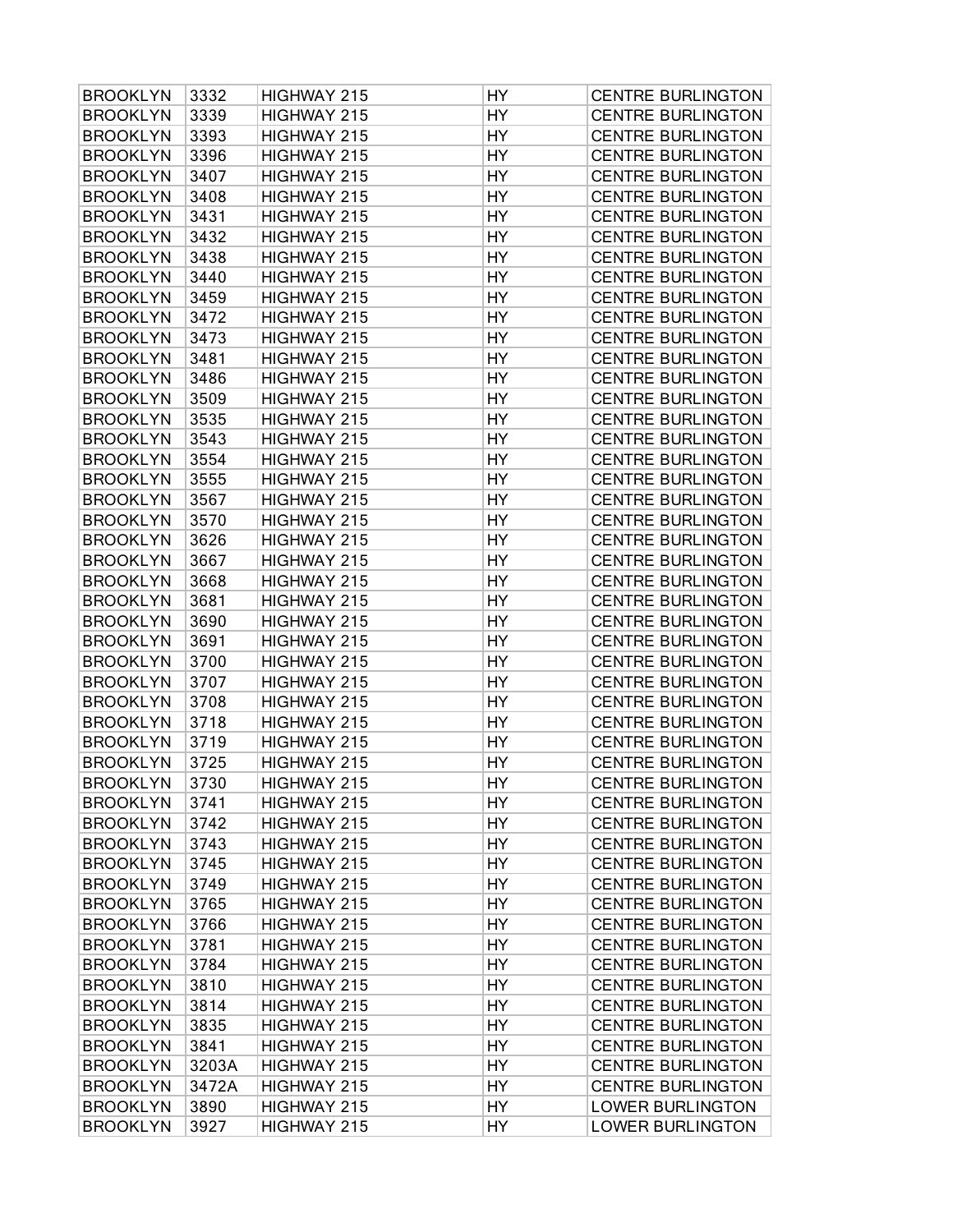| BROOKLYN | 3332 | HIGHWAY 215 | HY | CENTRE BURLINGTON |
|---|---|---|---|---|
| BROOKLYN | 3339 | HIGHWAY 215 | HY | CENTRE BURLINGTON |
| BROOKLYN | 3393 | HIGHWAY 215 | HY | CENTRE BURLINGTON |
| BROOKLYN | 3396 | HIGHWAY 215 | HY | CENTRE BURLINGTON |
| BROOKLYN | 3407 | HIGHWAY 215 | HY | CENTRE BURLINGTON |
| BROOKLYN | 3408 | HIGHWAY 215 | HY | CENTRE BURLINGTON |
| BROOKLYN | 3431 | HIGHWAY 215 | HY | CENTRE BURLINGTON |
| BROOKLYN | 3432 | HIGHWAY 215 | HY | CENTRE BURLINGTON |
| BROOKLYN | 3438 | HIGHWAY 215 | HY | CENTRE BURLINGTON |
| BROOKLYN | 3440 | HIGHWAY 215 | HY | CENTRE BURLINGTON |
| BROOKLYN | 3459 | HIGHWAY 215 | HY | CENTRE BURLINGTON |
| BROOKLYN | 3472 | HIGHWAY 215 | HY | CENTRE BURLINGTON |
| BROOKLYN | 3473 | HIGHWAY 215 | HY | CENTRE BURLINGTON |
| BROOKLYN | 3481 | HIGHWAY 215 | HY | CENTRE BURLINGTON |
| BROOKLYN | 3486 | HIGHWAY 215 | HY | CENTRE BURLINGTON |
| BROOKLYN | 3509 | HIGHWAY 215 | HY | CENTRE BURLINGTON |
| BROOKLYN | 3535 | HIGHWAY 215 | HY | CENTRE BURLINGTON |
| BROOKLYN | 3543 | HIGHWAY 215 | HY | CENTRE BURLINGTON |
| BROOKLYN | 3554 | HIGHWAY 215 | HY | CENTRE BURLINGTON |
| BROOKLYN | 3555 | HIGHWAY 215 | HY | CENTRE BURLINGTON |
| BROOKLYN | 3567 | HIGHWAY 215 | HY | CENTRE BURLINGTON |
| BROOKLYN | 3570 | HIGHWAY 215 | HY | CENTRE BURLINGTON |
| BROOKLYN | 3626 | HIGHWAY 215 | HY | CENTRE BURLINGTON |
| BROOKLYN | 3667 | HIGHWAY 215 | HY | CENTRE BURLINGTON |
| BROOKLYN | 3668 | HIGHWAY 215 | HY | CENTRE BURLINGTON |
| BROOKLYN | 3681 | HIGHWAY 215 | HY | CENTRE BURLINGTON |
| BROOKLYN | 3690 | HIGHWAY 215 | HY | CENTRE BURLINGTON |
| BROOKLYN | 3691 | HIGHWAY 215 | HY | CENTRE BURLINGTON |
| BROOKLYN | 3700 | HIGHWAY 215 | HY | CENTRE BURLINGTON |
| BROOKLYN | 3707 | HIGHWAY 215 | HY | CENTRE BURLINGTON |
| BROOKLYN | 3708 | HIGHWAY 215 | HY | CENTRE BURLINGTON |
| BROOKLYN | 3718 | HIGHWAY 215 | HY | CENTRE BURLINGTON |
| BROOKLYN | 3719 | HIGHWAY 215 | HY | CENTRE BURLINGTON |
| BROOKLYN | 3725 | HIGHWAY 215 | HY | CENTRE BURLINGTON |
| BROOKLYN | 3730 | HIGHWAY 215 | HY | CENTRE BURLINGTON |
| BROOKLYN | 3741 | HIGHWAY 215 | HY | CENTRE BURLINGTON |
| BROOKLYN | 3742 | HIGHWAY 215 | HY | CENTRE BURLINGTON |
| BROOKLYN | 3743 | HIGHWAY 215 | HY | CENTRE BURLINGTON |
| BROOKLYN | 3745 | HIGHWAY 215 | HY | CENTRE BURLINGTON |
| BROOKLYN | 3749 | HIGHWAY 215 | HY | CENTRE BURLINGTON |
| BROOKLYN | 3765 | HIGHWAY 215 | HY | CENTRE BURLINGTON |
| BROOKLYN | 3766 | HIGHWAY 215 | HY | CENTRE BURLINGTON |
| BROOKLYN | 3781 | HIGHWAY 215 | HY | CENTRE BURLINGTON |
| BROOKLYN | 3784 | HIGHWAY 215 | HY | CENTRE BURLINGTON |
| BROOKLYN | 3810 | HIGHWAY 215 | HY | CENTRE BURLINGTON |
| BROOKLYN | 3814 | HIGHWAY 215 | HY | CENTRE BURLINGTON |
| BROOKLYN | 3835 | HIGHWAY 215 | HY | CENTRE BURLINGTON |
| BROOKLYN | 3841 | HIGHWAY 215 | HY | CENTRE BURLINGTON |
| BROOKLYN | 3203A | HIGHWAY 215 | HY | CENTRE BURLINGTON |
| BROOKLYN | 3472A | HIGHWAY 215 | HY | CENTRE BURLINGTON |
| BROOKLYN | 3890 | HIGHWAY 215 | HY | LOWER BURLINGTON |
| BROOKLYN | 3927 | HIGHWAY 215 | HY | LOWER BURLINGTON |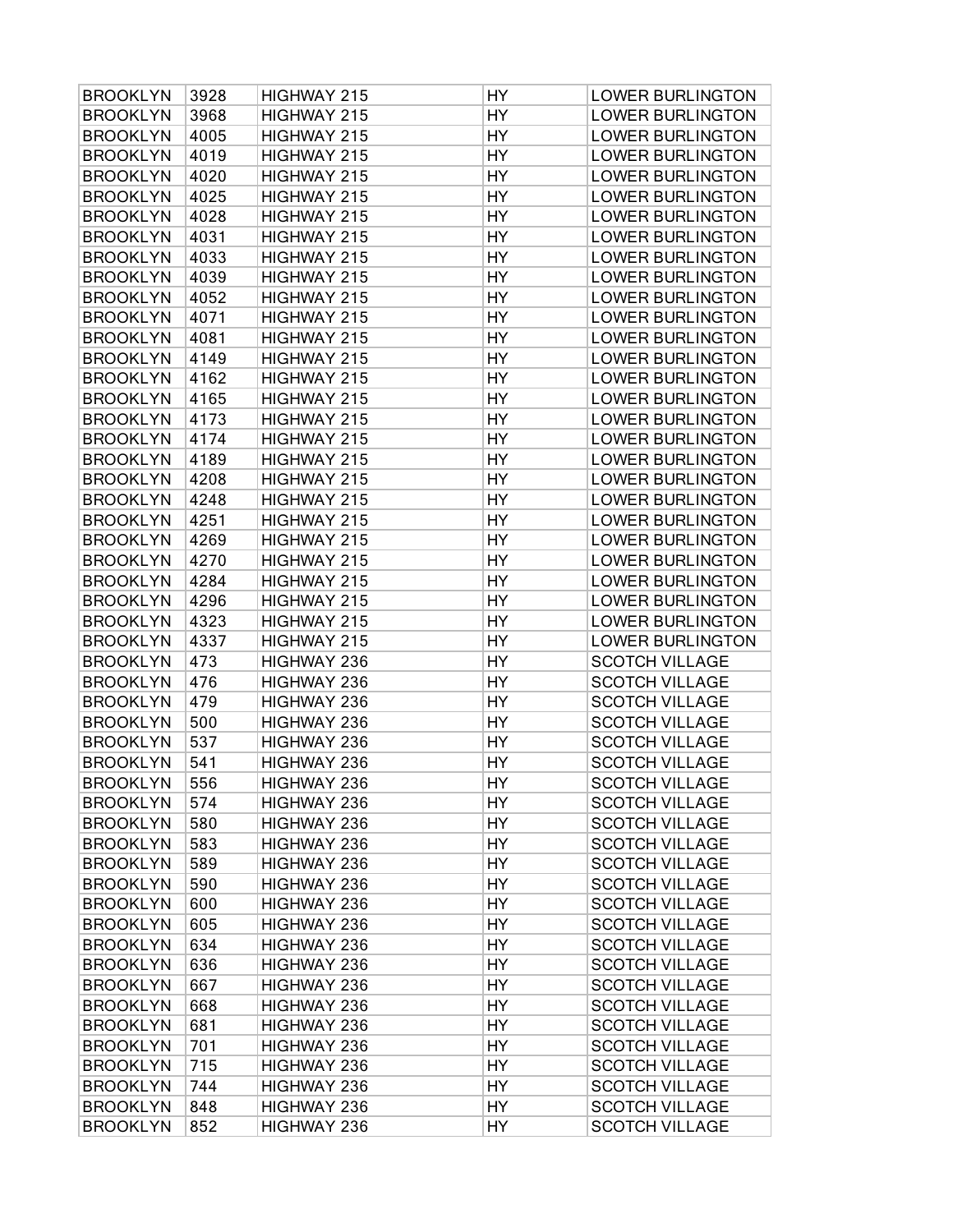| BROOKLYN | 3928 | HIGHWAY 215 | HY | LOWER BURLINGTON |
|---|---|---|---|---|
| BROOKLYN | 3968 | HIGHWAY 215 | HY | LOWER BURLINGTON |
| BROOKLYN | 4005 | HIGHWAY 215 | HY | LOWER BURLINGTON |
| BROOKLYN | 4019 | HIGHWAY 215 | HY | LOWER BURLINGTON |
| BROOKLYN | 4020 | HIGHWAY 215 | HY | LOWER BURLINGTON |
| BROOKLYN | 4025 | HIGHWAY 215 | HY | LOWER BURLINGTON |
| BROOKLYN | 4028 | HIGHWAY 215 | HY | LOWER BURLINGTON |
| BROOKLYN | 4031 | HIGHWAY 215 | HY | LOWER BURLINGTON |
| BROOKLYN | 4033 | HIGHWAY 215 | HY | LOWER BURLINGTON |
| BROOKLYN | 4039 | HIGHWAY 215 | HY | LOWER BURLINGTON |
| BROOKLYN | 4052 | HIGHWAY 215 | HY | LOWER BURLINGTON |
| BROOKLYN | 4071 | HIGHWAY 215 | HY | LOWER BURLINGTON |
| BROOKLYN | 4081 | HIGHWAY 215 | HY | LOWER BURLINGTON |
| BROOKLYN | 4149 | HIGHWAY 215 | HY | LOWER BURLINGTON |
| BROOKLYN | 4162 | HIGHWAY 215 | HY | LOWER BURLINGTON |
| BROOKLYN | 4165 | HIGHWAY 215 | HY | LOWER BURLINGTON |
| BROOKLYN | 4173 | HIGHWAY 215 | HY | LOWER BURLINGTON |
| BROOKLYN | 4174 | HIGHWAY 215 | HY | LOWER BURLINGTON |
| BROOKLYN | 4189 | HIGHWAY 215 | HY | LOWER BURLINGTON |
| BROOKLYN | 4208 | HIGHWAY 215 | HY | LOWER BURLINGTON |
| BROOKLYN | 4248 | HIGHWAY 215 | HY | LOWER BURLINGTON |
| BROOKLYN | 4251 | HIGHWAY 215 | HY | LOWER BURLINGTON |
| BROOKLYN | 4269 | HIGHWAY 215 | HY | LOWER BURLINGTON |
| BROOKLYN | 4270 | HIGHWAY 215 | HY | LOWER BURLINGTON |
| BROOKLYN | 4284 | HIGHWAY 215 | HY | LOWER BURLINGTON |
| BROOKLYN | 4296 | HIGHWAY 215 | HY | LOWER BURLINGTON |
| BROOKLYN | 4323 | HIGHWAY 215 | HY | LOWER BURLINGTON |
| BROOKLYN | 4337 | HIGHWAY 215 | HY | LOWER BURLINGTON |
| BROOKLYN | 473 | HIGHWAY 236 | HY | SCOTCH VILLAGE |
| BROOKLYN | 476 | HIGHWAY 236 | HY | SCOTCH VILLAGE |
| BROOKLYN | 479 | HIGHWAY 236 | HY | SCOTCH VILLAGE |
| BROOKLYN | 500 | HIGHWAY 236 | HY | SCOTCH VILLAGE |
| BROOKLYN | 537 | HIGHWAY 236 | HY | SCOTCH VILLAGE |
| BROOKLYN | 541 | HIGHWAY 236 | HY | SCOTCH VILLAGE |
| BROOKLYN | 556 | HIGHWAY 236 | HY | SCOTCH VILLAGE |
| BROOKLYN | 574 | HIGHWAY 236 | HY | SCOTCH VILLAGE |
| BROOKLYN | 580 | HIGHWAY 236 | HY | SCOTCH VILLAGE |
| BROOKLYN | 583 | HIGHWAY 236 | HY | SCOTCH VILLAGE |
| BROOKLYN | 589 | HIGHWAY 236 | HY | SCOTCH VILLAGE |
| BROOKLYN | 590 | HIGHWAY 236 | HY | SCOTCH VILLAGE |
| BROOKLYN | 600 | HIGHWAY 236 | HY | SCOTCH VILLAGE |
| BROOKLYN | 605 | HIGHWAY 236 | HY | SCOTCH VILLAGE |
| BROOKLYN | 634 | HIGHWAY 236 | HY | SCOTCH VILLAGE |
| BROOKLYN | 636 | HIGHWAY 236 | HY | SCOTCH VILLAGE |
| BROOKLYN | 667 | HIGHWAY 236 | HY | SCOTCH VILLAGE |
| BROOKLYN | 668 | HIGHWAY 236 | HY | SCOTCH VILLAGE |
| BROOKLYN | 681 | HIGHWAY 236 | HY | SCOTCH VILLAGE |
| BROOKLYN | 701 | HIGHWAY 236 | HY | SCOTCH VILLAGE |
| BROOKLYN | 715 | HIGHWAY 236 | HY | SCOTCH VILLAGE |
| BROOKLYN | 744 | HIGHWAY 236 | HY | SCOTCH VILLAGE |
| BROOKLYN | 848 | HIGHWAY 236 | HY | SCOTCH VILLAGE |
| BROOKLYN | 852 | HIGHWAY 236 | HY | SCOTCH VILLAGE |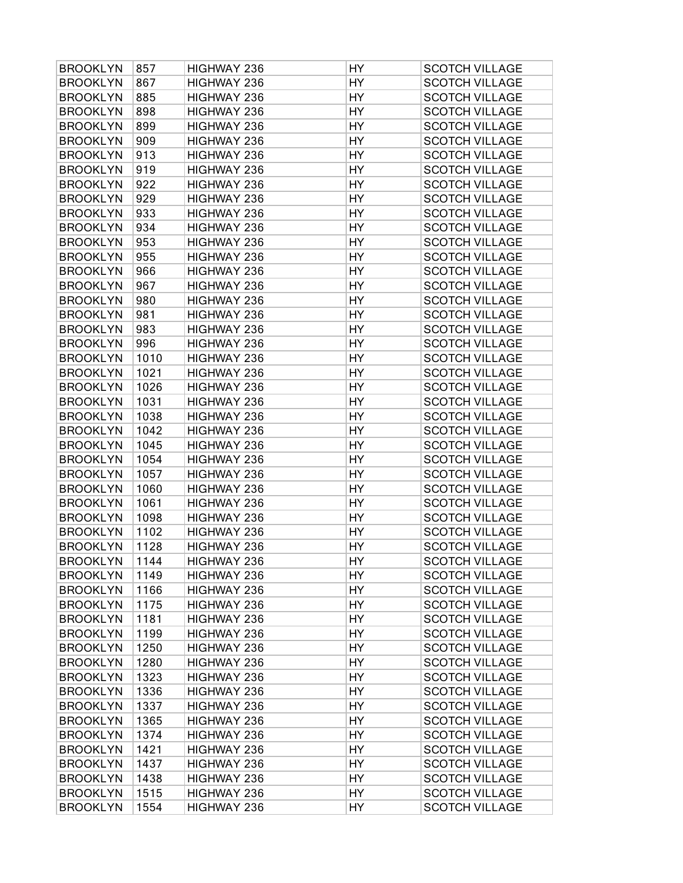| BROOKLYN | 857 | HIGHWAY 236 | HY | SCOTCH VILLAGE |
|---|---|---|---|---|
| BROOKLYN | 867 | HIGHWAY 236 | HY | SCOTCH VILLAGE |
| BROOKLYN | 885 | HIGHWAY 236 | HY | SCOTCH VILLAGE |
| BROOKLYN | 898 | HIGHWAY 236 | HY | SCOTCH VILLAGE |
| BROOKLYN | 899 | HIGHWAY 236 | HY | SCOTCH VILLAGE |
| BROOKLYN | 909 | HIGHWAY 236 | HY | SCOTCH VILLAGE |
| BROOKLYN | 913 | HIGHWAY 236 | HY | SCOTCH VILLAGE |
| BROOKLYN | 919 | HIGHWAY 236 | HY | SCOTCH VILLAGE |
| BROOKLYN | 922 | HIGHWAY 236 | HY | SCOTCH VILLAGE |
| BROOKLYN | 929 | HIGHWAY 236 | HY | SCOTCH VILLAGE |
| BROOKLYN | 933 | HIGHWAY 236 | HY | SCOTCH VILLAGE |
| BROOKLYN | 934 | HIGHWAY 236 | HY | SCOTCH VILLAGE |
| BROOKLYN | 953 | HIGHWAY 236 | HY | SCOTCH VILLAGE |
| BROOKLYN | 955 | HIGHWAY 236 | HY | SCOTCH VILLAGE |
| BROOKLYN | 966 | HIGHWAY 236 | HY | SCOTCH VILLAGE |
| BROOKLYN | 967 | HIGHWAY 236 | HY | SCOTCH VILLAGE |
| BROOKLYN | 980 | HIGHWAY 236 | HY | SCOTCH VILLAGE |
| BROOKLYN | 981 | HIGHWAY 236 | HY | SCOTCH VILLAGE |
| BROOKLYN | 983 | HIGHWAY 236 | HY | SCOTCH VILLAGE |
| BROOKLYN | 996 | HIGHWAY 236 | HY | SCOTCH VILLAGE |
| BROOKLYN | 1010 | HIGHWAY 236 | HY | SCOTCH VILLAGE |
| BROOKLYN | 1021 | HIGHWAY 236 | HY | SCOTCH VILLAGE |
| BROOKLYN | 1026 | HIGHWAY 236 | HY | SCOTCH VILLAGE |
| BROOKLYN | 1031 | HIGHWAY 236 | HY | SCOTCH VILLAGE |
| BROOKLYN | 1038 | HIGHWAY 236 | HY | SCOTCH VILLAGE |
| BROOKLYN | 1042 | HIGHWAY 236 | HY | SCOTCH VILLAGE |
| BROOKLYN | 1045 | HIGHWAY 236 | HY | SCOTCH VILLAGE |
| BROOKLYN | 1054 | HIGHWAY 236 | HY | SCOTCH VILLAGE |
| BROOKLYN | 1057 | HIGHWAY 236 | HY | SCOTCH VILLAGE |
| BROOKLYN | 1060 | HIGHWAY 236 | HY | SCOTCH VILLAGE |
| BROOKLYN | 1061 | HIGHWAY 236 | HY | SCOTCH VILLAGE |
| BROOKLYN | 1098 | HIGHWAY 236 | HY | SCOTCH VILLAGE |
| BROOKLYN | 1102 | HIGHWAY 236 | HY | SCOTCH VILLAGE |
| BROOKLYN | 1128 | HIGHWAY 236 | HY | SCOTCH VILLAGE |
| BROOKLYN | 1144 | HIGHWAY 236 | HY | SCOTCH VILLAGE |
| BROOKLYN | 1149 | HIGHWAY 236 | HY | SCOTCH VILLAGE |
| BROOKLYN | 1166 | HIGHWAY 236 | HY | SCOTCH VILLAGE |
| BROOKLYN | 1175 | HIGHWAY 236 | HY | SCOTCH VILLAGE |
| BROOKLYN | 1181 | HIGHWAY 236 | HY | SCOTCH VILLAGE |
| BROOKLYN | 1199 | HIGHWAY 236 | HY | SCOTCH VILLAGE |
| BROOKLYN | 1250 | HIGHWAY 236 | HY | SCOTCH VILLAGE |
| BROOKLYN | 1280 | HIGHWAY 236 | HY | SCOTCH VILLAGE |
| BROOKLYN | 1323 | HIGHWAY 236 | HY | SCOTCH VILLAGE |
| BROOKLYN | 1336 | HIGHWAY 236 | HY | SCOTCH VILLAGE |
| BROOKLYN | 1337 | HIGHWAY 236 | HY | SCOTCH VILLAGE |
| BROOKLYN | 1365 | HIGHWAY 236 | HY | SCOTCH VILLAGE |
| BROOKLYN | 1374 | HIGHWAY 236 | HY | SCOTCH VILLAGE |
| BROOKLYN | 1421 | HIGHWAY 236 | HY | SCOTCH VILLAGE |
| BROOKLYN | 1437 | HIGHWAY 236 | HY | SCOTCH VILLAGE |
| BROOKLYN | 1438 | HIGHWAY 236 | HY | SCOTCH VILLAGE |
| BROOKLYN | 1515 | HIGHWAY 236 | HY | SCOTCH VILLAGE |
| BROOKLYN | 1554 | HIGHWAY 236 | HY | SCOTCH VILLAGE |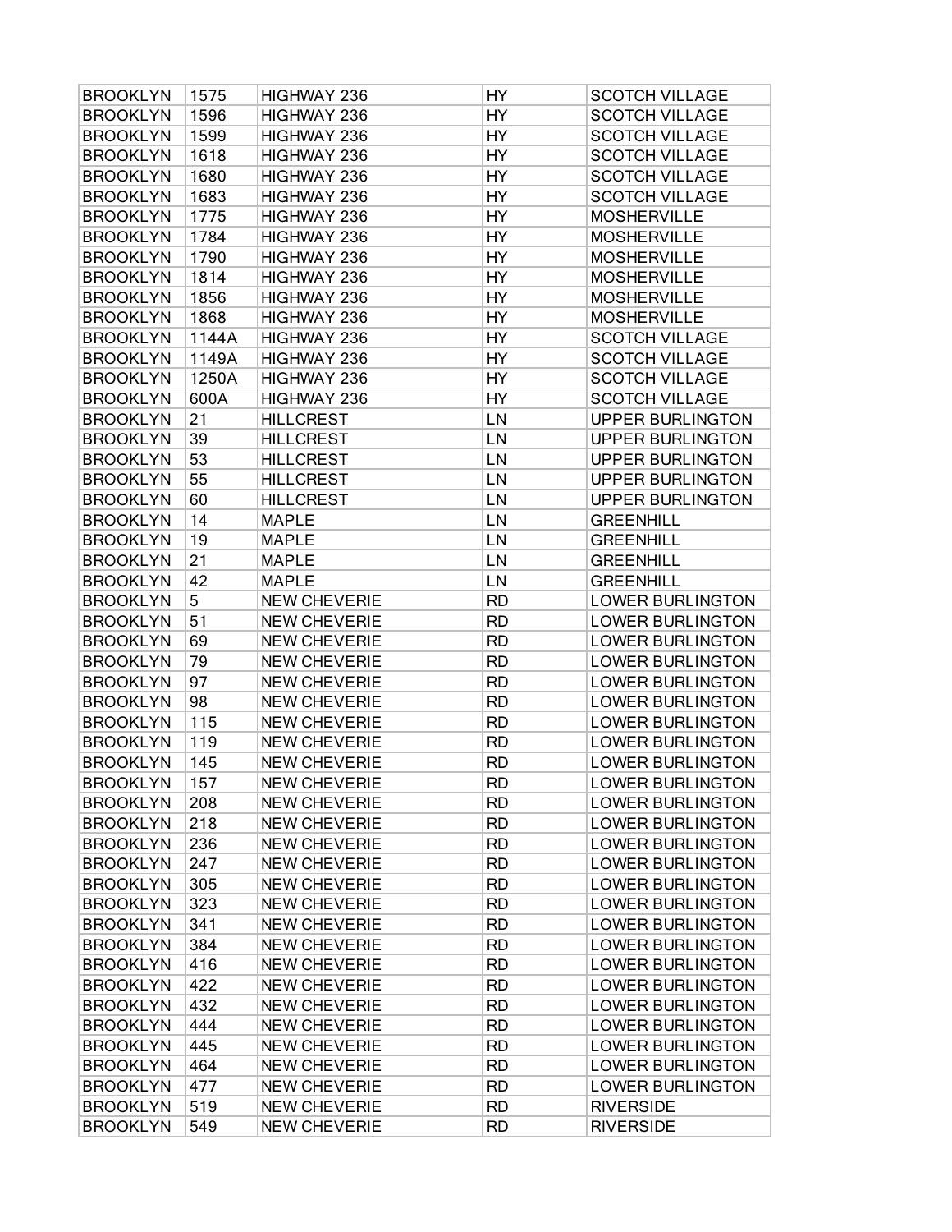| BROOKLYN | 1575 | HIGHWAY 236 | HY | SCOTCH VILLAGE |
|---|---|---|---|---|
| BROOKLYN | 1596 | HIGHWAY 236 | HY | SCOTCH VILLAGE |
| BROOKLYN | 1599 | HIGHWAY 236 | HY | SCOTCH VILLAGE |
| BROOKLYN | 1618 | HIGHWAY 236 | HY | SCOTCH VILLAGE |
| BROOKLYN | 1680 | HIGHWAY 236 | HY | SCOTCH VILLAGE |
| BROOKLYN | 1683 | HIGHWAY 236 | HY | SCOTCH VILLAGE |
| BROOKLYN | 1775 | HIGHWAY 236 | HY | MOSHERVILLE |
| BROOKLYN | 1784 | HIGHWAY 236 | HY | MOSHERVILLE |
| BROOKLYN | 1790 | HIGHWAY 236 | HY | MOSHERVILLE |
| BROOKLYN | 1814 | HIGHWAY 236 | HY | MOSHERVILLE |
| BROOKLYN | 1856 | HIGHWAY 236 | HY | MOSHERVILLE |
| BROOKLYN | 1868 | HIGHWAY 236 | HY | MOSHERVILLE |
| BROOKLYN | 1144A | HIGHWAY 236 | HY | SCOTCH VILLAGE |
| BROOKLYN | 1149A | HIGHWAY 236 | HY | SCOTCH VILLAGE |
| BROOKLYN | 1250A | HIGHWAY 236 | HY | SCOTCH VILLAGE |
| BROOKLYN | 600A | HIGHWAY 236 | HY | SCOTCH VILLAGE |
| BROOKLYN | 21 | HILLCREST | LN | UPPER BURLINGTON |
| BROOKLYN | 39 | HILLCREST | LN | UPPER BURLINGTON |
| BROOKLYN | 53 | HILLCREST | LN | UPPER BURLINGTON |
| BROOKLYN | 55 | HILLCREST | LN | UPPER BURLINGTON |
| BROOKLYN | 60 | HILLCREST | LN | UPPER BURLINGTON |
| BROOKLYN | 14 | MAPLE | LN | GREENHILL |
| BROOKLYN | 19 | MAPLE | LN | GREENHILL |
| BROOKLYN | 21 | MAPLE | LN | GREENHILL |
| BROOKLYN | 42 | MAPLE | LN | GREENHILL |
| BROOKLYN | 5 | NEW CHEVERIE | RD | LOWER BURLINGTON |
| BROOKLYN | 51 | NEW CHEVERIE | RD | LOWER BURLINGTON |
| BROOKLYN | 69 | NEW CHEVERIE | RD | LOWER BURLINGTON |
| BROOKLYN | 79 | NEW CHEVERIE | RD | LOWER BURLINGTON |
| BROOKLYN | 97 | NEW CHEVERIE | RD | LOWER BURLINGTON |
| BROOKLYN | 98 | NEW CHEVERIE | RD | LOWER BURLINGTON |
| BROOKLYN | 115 | NEW CHEVERIE | RD | LOWER BURLINGTON |
| BROOKLYN | 119 | NEW CHEVERIE | RD | LOWER BURLINGTON |
| BROOKLYN | 145 | NEW CHEVERIE | RD | LOWER BURLINGTON |
| BROOKLYN | 157 | NEW CHEVERIE | RD | LOWER BURLINGTON |
| BROOKLYN | 208 | NEW CHEVERIE | RD | LOWER BURLINGTON |
| BROOKLYN | 218 | NEW CHEVERIE | RD | LOWER BURLINGTON |
| BROOKLYN | 236 | NEW CHEVERIE | RD | LOWER BURLINGTON |
| BROOKLYN | 247 | NEW CHEVERIE | RD | LOWER BURLINGTON |
| BROOKLYN | 305 | NEW CHEVERIE | RD | LOWER BURLINGTON |
| BROOKLYN | 323 | NEW CHEVERIE | RD | LOWER BURLINGTON |
| BROOKLYN | 341 | NEW CHEVERIE | RD | LOWER BURLINGTON |
| BROOKLYN | 384 | NEW CHEVERIE | RD | LOWER BURLINGTON |
| BROOKLYN | 416 | NEW CHEVERIE | RD | LOWER BURLINGTON |
| BROOKLYN | 422 | NEW CHEVERIE | RD | LOWER BURLINGTON |
| BROOKLYN | 432 | NEW CHEVERIE | RD | LOWER BURLINGTON |
| BROOKLYN | 444 | NEW CHEVERIE | RD | LOWER BURLINGTON |
| BROOKLYN | 445 | NEW CHEVERIE | RD | LOWER BURLINGTON |
| BROOKLYN | 464 | NEW CHEVERIE | RD | LOWER BURLINGTON |
| BROOKLYN | 477 | NEW CHEVERIE | RD | LOWER BURLINGTON |
| BROOKLYN | 519 | NEW CHEVERIE | RD | RIVERSIDE |
| BROOKLYN | 549 | NEW CHEVERIE | RD | RIVERSIDE |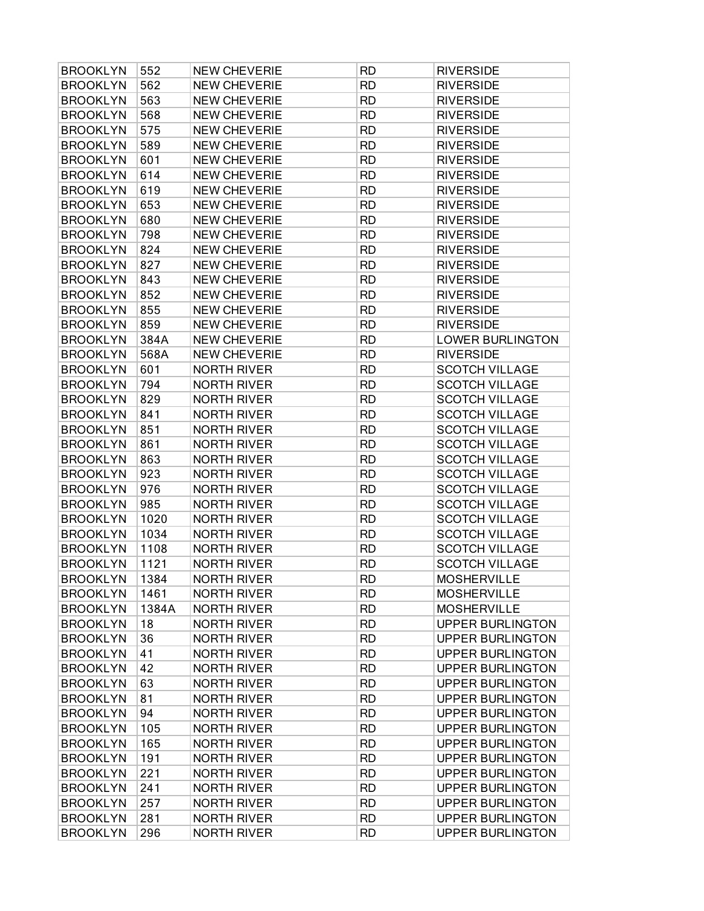| BROOKLYN | 552 | NEW CHEVERIE | RD | RIVERSIDE |
|---|---|---|---|---|
| BROOKLYN | 562 | NEW CHEVERIE | RD | RIVERSIDE |
| BROOKLYN | 563 | NEW CHEVERIE | RD | RIVERSIDE |
| BROOKLYN | 568 | NEW CHEVERIE | RD | RIVERSIDE |
| BROOKLYN | 575 | NEW CHEVERIE | RD | RIVERSIDE |
| BROOKLYN | 589 | NEW CHEVERIE | RD | RIVERSIDE |
| BROOKLYN | 601 | NEW CHEVERIE | RD | RIVERSIDE |
| BROOKLYN | 614 | NEW CHEVERIE | RD | RIVERSIDE |
| BROOKLYN | 619 | NEW CHEVERIE | RD | RIVERSIDE |
| BROOKLYN | 653 | NEW CHEVERIE | RD | RIVERSIDE |
| BROOKLYN | 680 | NEW CHEVERIE | RD | RIVERSIDE |
| BROOKLYN | 798 | NEW CHEVERIE | RD | RIVERSIDE |
| BROOKLYN | 824 | NEW CHEVERIE | RD | RIVERSIDE |
| BROOKLYN | 827 | NEW CHEVERIE | RD | RIVERSIDE |
| BROOKLYN | 843 | NEW CHEVERIE | RD | RIVERSIDE |
| BROOKLYN | 852 | NEW CHEVERIE | RD | RIVERSIDE |
| BROOKLYN | 855 | NEW CHEVERIE | RD | RIVERSIDE |
| BROOKLYN | 859 | NEW CHEVERIE | RD | RIVERSIDE |
| BROOKLYN | 384A | NEW CHEVERIE | RD | LOWER BURLINGTON |
| BROOKLYN | 568A | NEW CHEVERIE | RD | RIVERSIDE |
| BROOKLYN | 601 | NORTH RIVER | RD | SCOTCH VILLAGE |
| BROOKLYN | 794 | NORTH RIVER | RD | SCOTCH VILLAGE |
| BROOKLYN | 829 | NORTH RIVER | RD | SCOTCH VILLAGE |
| BROOKLYN | 841 | NORTH RIVER | RD | SCOTCH VILLAGE |
| BROOKLYN | 851 | NORTH RIVER | RD | SCOTCH VILLAGE |
| BROOKLYN | 861 | NORTH RIVER | RD | SCOTCH VILLAGE |
| BROOKLYN | 863 | NORTH RIVER | RD | SCOTCH VILLAGE |
| BROOKLYN | 923 | NORTH RIVER | RD | SCOTCH VILLAGE |
| BROOKLYN | 976 | NORTH RIVER | RD | SCOTCH VILLAGE |
| BROOKLYN | 985 | NORTH RIVER | RD | SCOTCH VILLAGE |
| BROOKLYN | 1020 | NORTH RIVER | RD | SCOTCH VILLAGE |
| BROOKLYN | 1034 | NORTH RIVER | RD | SCOTCH VILLAGE |
| BROOKLYN | 1108 | NORTH RIVER | RD | SCOTCH VILLAGE |
| BROOKLYN | 1121 | NORTH RIVER | RD | SCOTCH VILLAGE |
| BROOKLYN | 1384 | NORTH RIVER | RD | MOSHERVILLE |
| BROOKLYN | 1461 | NORTH RIVER | RD | MOSHERVILLE |
| BROOKLYN | 1384A | NORTH RIVER | RD | MOSHERVILLE |
| BROOKLYN | 18 | NORTH RIVER | RD | UPPER BURLINGTON |
| BROOKLYN | 36 | NORTH RIVER | RD | UPPER BURLINGTON |
| BROOKLYN | 41 | NORTH RIVER | RD | UPPER BURLINGTON |
| BROOKLYN | 42 | NORTH RIVER | RD | UPPER BURLINGTON |
| BROOKLYN | 63 | NORTH RIVER | RD | UPPER BURLINGTON |
| BROOKLYN | 81 | NORTH RIVER | RD | UPPER BURLINGTON |
| BROOKLYN | 94 | NORTH RIVER | RD | UPPER BURLINGTON |
| BROOKLYN | 105 | NORTH RIVER | RD | UPPER BURLINGTON |
| BROOKLYN | 165 | NORTH RIVER | RD | UPPER BURLINGTON |
| BROOKLYN | 191 | NORTH RIVER | RD | UPPER BURLINGTON |
| BROOKLYN | 221 | NORTH RIVER | RD | UPPER BURLINGTON |
| BROOKLYN | 241 | NORTH RIVER | RD | UPPER BURLINGTON |
| BROOKLYN | 257 | NORTH RIVER | RD | UPPER BURLINGTON |
| BROOKLYN | 281 | NORTH RIVER | RD | UPPER BURLINGTON |
| BROOKLYN | 296 | NORTH RIVER | RD | UPPER BURLINGTON |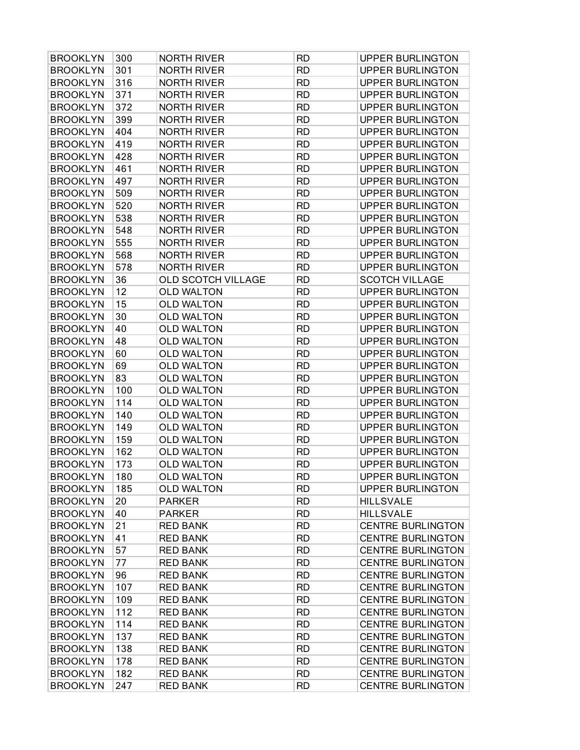| BROOKLYN | 300 | NORTH RIVER | RD | UPPER BURLINGTON |
|---|---|---|---|---|
| BROOKLYN | 301 | NORTH RIVER | RD | UPPER BURLINGTON |
| BROOKLYN | 316 | NORTH RIVER | RD | UPPER BURLINGTON |
| BROOKLYN | 371 | NORTH RIVER | RD | UPPER BURLINGTON |
| BROOKLYN | 372 | NORTH RIVER | RD | UPPER BURLINGTON |
| BROOKLYN | 399 | NORTH RIVER | RD | UPPER BURLINGTON |
| BROOKLYN | 404 | NORTH RIVER | RD | UPPER BURLINGTON |
| BROOKLYN | 419 | NORTH RIVER | RD | UPPER BURLINGTON |
| BROOKLYN | 428 | NORTH RIVER | RD | UPPER BURLINGTON |
| BROOKLYN | 461 | NORTH RIVER | RD | UPPER BURLINGTON |
| BROOKLYN | 497 | NORTH RIVER | RD | UPPER BURLINGTON |
| BROOKLYN | 509 | NORTH RIVER | RD | UPPER BURLINGTON |
| BROOKLYN | 520 | NORTH RIVER | RD | UPPER BURLINGTON |
| BROOKLYN | 538 | NORTH RIVER | RD | UPPER BURLINGTON |
| BROOKLYN | 548 | NORTH RIVER | RD | UPPER BURLINGTON |
| BROOKLYN | 555 | NORTH RIVER | RD | UPPER BURLINGTON |
| BROOKLYN | 568 | NORTH RIVER | RD | UPPER BURLINGTON |
| BROOKLYN | 578 | NORTH RIVER | RD | UPPER BURLINGTON |
| BROOKLYN | 36 | OLD SCOTCH VILLAGE | RD | SCOTCH VILLAGE |
| BROOKLYN | 12 | OLD WALTON | RD | UPPER BURLINGTON |
| BROOKLYN | 15 | OLD WALTON | RD | UPPER BURLINGTON |
| BROOKLYN | 30 | OLD WALTON | RD | UPPER BURLINGTON |
| BROOKLYN | 40 | OLD WALTON | RD | UPPER BURLINGTON |
| BROOKLYN | 48 | OLD WALTON | RD | UPPER BURLINGTON |
| BROOKLYN | 60 | OLD WALTON | RD | UPPER BURLINGTON |
| BROOKLYN | 69 | OLD WALTON | RD | UPPER BURLINGTON |
| BROOKLYN | 83 | OLD WALTON | RD | UPPER BURLINGTON |
| BROOKLYN | 100 | OLD WALTON | RD | UPPER BURLINGTON |
| BROOKLYN | 114 | OLD WALTON | RD | UPPER BURLINGTON |
| BROOKLYN | 140 | OLD WALTON | RD | UPPER BURLINGTON |
| BROOKLYN | 149 | OLD WALTON | RD | UPPER BURLINGTON |
| BROOKLYN | 159 | OLD WALTON | RD | UPPER BURLINGTON |
| BROOKLYN | 162 | OLD WALTON | RD | UPPER BURLINGTON |
| BROOKLYN | 173 | OLD WALTON | RD | UPPER BURLINGTON |
| BROOKLYN | 180 | OLD WALTON | RD | UPPER BURLINGTON |
| BROOKLYN | 185 | OLD WALTON | RD | UPPER BURLINGTON |
| BROOKLYN | 20 | PARKER | RD | HILLSVALE |
| BROOKLYN | 40 | PARKER | RD | HILLSVALE |
| BROOKLYN | 21 | RED BANK | RD | CENTRE BURLINGTON |
| BROOKLYN | 41 | RED BANK | RD | CENTRE BURLINGTON |
| BROOKLYN | 57 | RED BANK | RD | CENTRE BURLINGTON |
| BROOKLYN | 77 | RED BANK | RD | CENTRE BURLINGTON |
| BROOKLYN | 96 | RED BANK | RD | CENTRE BURLINGTON |
| BROOKLYN | 107 | RED BANK | RD | CENTRE BURLINGTON |
| BROOKLYN | 109 | RED BANK | RD | CENTRE BURLINGTON |
| BROOKLYN | 112 | RED BANK | RD | CENTRE BURLINGTON |
| BROOKLYN | 114 | RED BANK | RD | CENTRE BURLINGTON |
| BROOKLYN | 137 | RED BANK | RD | CENTRE BURLINGTON |
| BROOKLYN | 138 | RED BANK | RD | CENTRE BURLINGTON |
| BROOKLYN | 178 | RED BANK | RD | CENTRE BURLINGTON |
| BROOKLYN | 182 | RED BANK | RD | CENTRE BURLINGTON |
| BROOKLYN | 247 | RED BANK | RD | CENTRE BURLINGTON |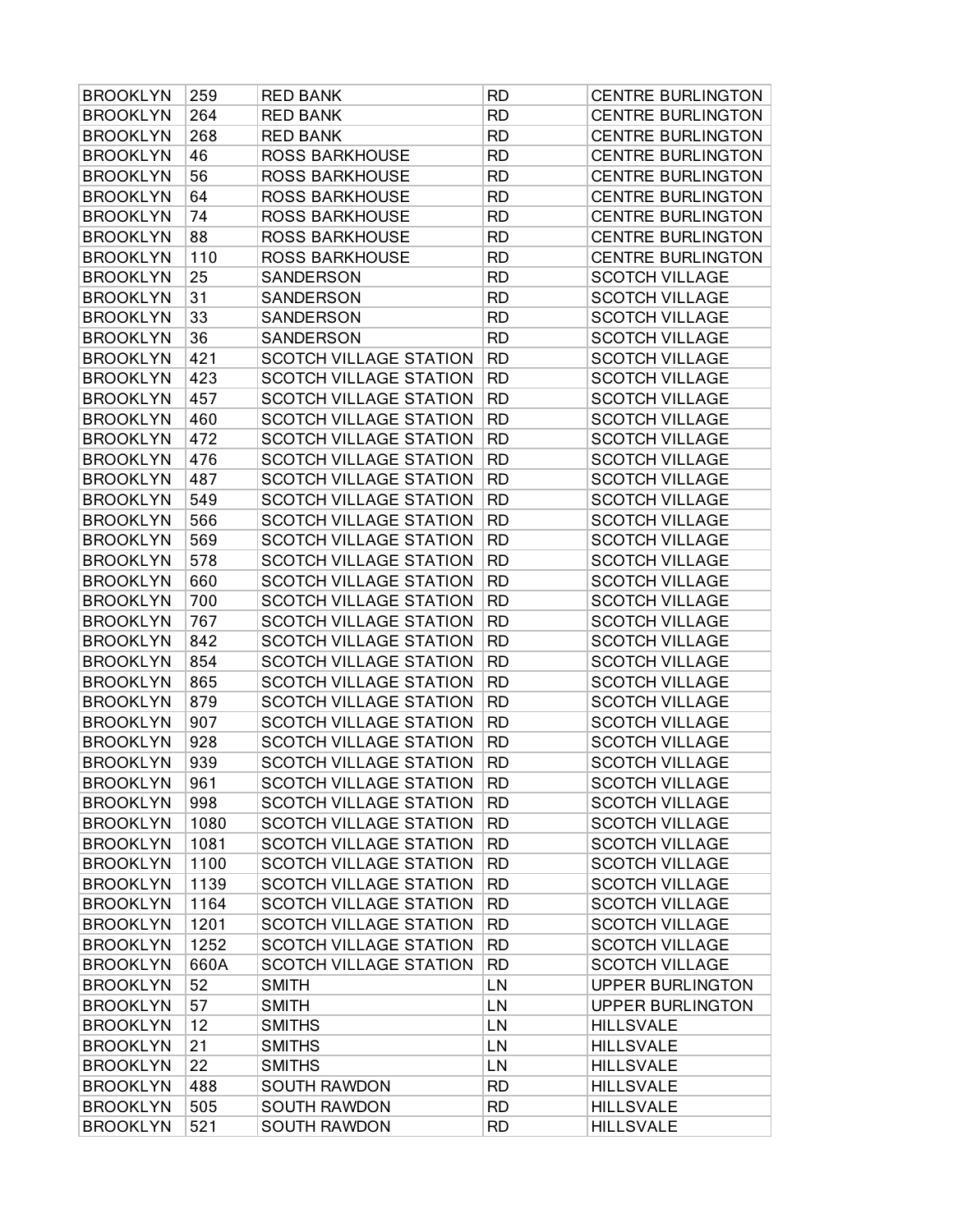| BROOKLYN | 259 | RED BANK | RD | CENTRE BURLINGTON |
|---|---|---|---|---|
| BROOKLYN | 264 | RED BANK | RD | CENTRE BURLINGTON |
| BROOKLYN | 268 | RED BANK | RD | CENTRE BURLINGTON |
| BROOKLYN | 46 | ROSS BARKHOUSE | RD | CENTRE BURLINGTON |
| BROOKLYN | 56 | ROSS BARKHOUSE | RD | CENTRE BURLINGTON |
| BROOKLYN | 64 | ROSS BARKHOUSE | RD | CENTRE BURLINGTON |
| BROOKLYN | 74 | ROSS BARKHOUSE | RD | CENTRE BURLINGTON |
| BROOKLYN | 88 | ROSS BARKHOUSE | RD | CENTRE BURLINGTON |
| BROOKLYN | 110 | ROSS BARKHOUSE | RD | CENTRE BURLINGTON |
| BROOKLYN | 25 | SANDERSON | RD | SCOTCH VILLAGE |
| BROOKLYN | 31 | SANDERSON | RD | SCOTCH VILLAGE |
| BROOKLYN | 33 | SANDERSON | RD | SCOTCH VILLAGE |
| BROOKLYN | 36 | SANDERSON | RD | SCOTCH VILLAGE |
| BROOKLYN | 421 | SCOTCH VILLAGE STATION | RD | SCOTCH VILLAGE |
| BROOKLYN | 423 | SCOTCH VILLAGE STATION | RD | SCOTCH VILLAGE |
| BROOKLYN | 457 | SCOTCH VILLAGE STATION | RD | SCOTCH VILLAGE |
| BROOKLYN | 460 | SCOTCH VILLAGE STATION | RD | SCOTCH VILLAGE |
| BROOKLYN | 472 | SCOTCH VILLAGE STATION | RD | SCOTCH VILLAGE |
| BROOKLYN | 476 | SCOTCH VILLAGE STATION | RD | SCOTCH VILLAGE |
| BROOKLYN | 487 | SCOTCH VILLAGE STATION | RD | SCOTCH VILLAGE |
| BROOKLYN | 549 | SCOTCH VILLAGE STATION | RD | SCOTCH VILLAGE |
| BROOKLYN | 566 | SCOTCH VILLAGE STATION | RD | SCOTCH VILLAGE |
| BROOKLYN | 569 | SCOTCH VILLAGE STATION | RD | SCOTCH VILLAGE |
| BROOKLYN | 578 | SCOTCH VILLAGE STATION | RD | SCOTCH VILLAGE |
| BROOKLYN | 660 | SCOTCH VILLAGE STATION | RD | SCOTCH VILLAGE |
| BROOKLYN | 700 | SCOTCH VILLAGE STATION | RD | SCOTCH VILLAGE |
| BROOKLYN | 767 | SCOTCH VILLAGE STATION | RD | SCOTCH VILLAGE |
| BROOKLYN | 842 | SCOTCH VILLAGE STATION | RD | SCOTCH VILLAGE |
| BROOKLYN | 854 | SCOTCH VILLAGE STATION | RD | SCOTCH VILLAGE |
| BROOKLYN | 865 | SCOTCH VILLAGE STATION | RD | SCOTCH VILLAGE |
| BROOKLYN | 879 | SCOTCH VILLAGE STATION | RD | SCOTCH VILLAGE |
| BROOKLYN | 907 | SCOTCH VILLAGE STATION | RD | SCOTCH VILLAGE |
| BROOKLYN | 928 | SCOTCH VILLAGE STATION | RD | SCOTCH VILLAGE |
| BROOKLYN | 939 | SCOTCH VILLAGE STATION | RD | SCOTCH VILLAGE |
| BROOKLYN | 961 | SCOTCH VILLAGE STATION | RD | SCOTCH VILLAGE |
| BROOKLYN | 998 | SCOTCH VILLAGE STATION | RD | SCOTCH VILLAGE |
| BROOKLYN | 1080 | SCOTCH VILLAGE STATION | RD | SCOTCH VILLAGE |
| BROOKLYN | 1081 | SCOTCH VILLAGE STATION | RD | SCOTCH VILLAGE |
| BROOKLYN | 1100 | SCOTCH VILLAGE STATION | RD | SCOTCH VILLAGE |
| BROOKLYN | 1139 | SCOTCH VILLAGE STATION | RD | SCOTCH VILLAGE |
| BROOKLYN | 1164 | SCOTCH VILLAGE STATION | RD | SCOTCH VILLAGE |
| BROOKLYN | 1201 | SCOTCH VILLAGE STATION | RD | SCOTCH VILLAGE |
| BROOKLYN | 1252 | SCOTCH VILLAGE STATION | RD | SCOTCH VILLAGE |
| BROOKLYN | 660A | SCOTCH VILLAGE STATION | RD | SCOTCH VILLAGE |
| BROOKLYN | 52 | SMITH | LN | UPPER BURLINGTON |
| BROOKLYN | 57 | SMITH | LN | UPPER BURLINGTON |
| BROOKLYN | 12 | SMITHS | LN | HILLSVALE |
| BROOKLYN | 21 | SMITHS | LN | HILLSVALE |
| BROOKLYN | 22 | SMITHS | LN | HILLSVALE |
| BROOKLYN | 488 | SOUTH RAWDON | RD | HILLSVALE |
| BROOKLYN | 505 | SOUTH RAWDON | RD | HILLSVALE |
| BROOKLYN | 521 | SOUTH RAWDON | RD | HILLSVALE |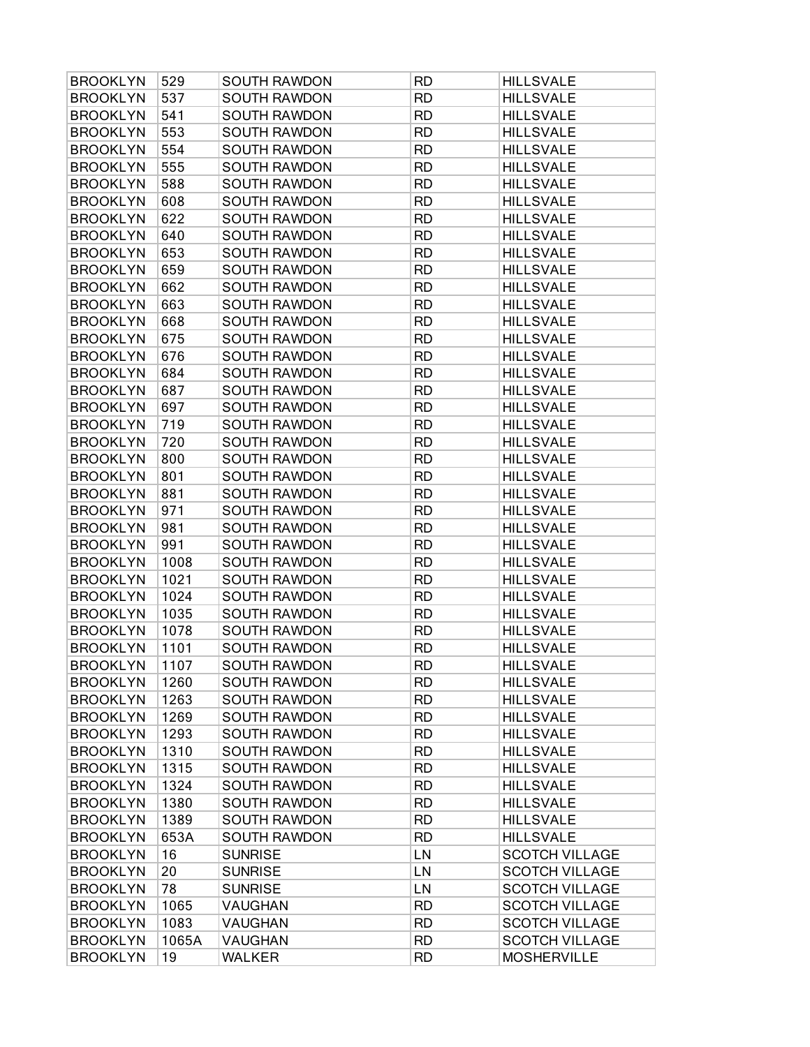| BROOKLYN | 529 | SOUTH RAWDON | RD | HILLSVALE |
|---|---|---|---|---|
| BROOKLYN | 537 | SOUTH RAWDON | RD | HILLSVALE |
| BROOKLYN | 541 | SOUTH RAWDON | RD | HILLSVALE |
| BROOKLYN | 553 | SOUTH RAWDON | RD | HILLSVALE |
| BROOKLYN | 554 | SOUTH RAWDON | RD | HILLSVALE |
| BROOKLYN | 555 | SOUTH RAWDON | RD | HILLSVALE |
| BROOKLYN | 588 | SOUTH RAWDON | RD | HILLSVALE |
| BROOKLYN | 608 | SOUTH RAWDON | RD | HILLSVALE |
| BROOKLYN | 622 | SOUTH RAWDON | RD | HILLSVALE |
| BROOKLYN | 640 | SOUTH RAWDON | RD | HILLSVALE |
| BROOKLYN | 653 | SOUTH RAWDON | RD | HILLSVALE |
| BROOKLYN | 659 | SOUTH RAWDON | RD | HILLSVALE |
| BROOKLYN | 662 | SOUTH RAWDON | RD | HILLSVALE |
| BROOKLYN | 663 | SOUTH RAWDON | RD | HILLSVALE |
| BROOKLYN | 668 | SOUTH RAWDON | RD | HILLSVALE |
| BROOKLYN | 675 | SOUTH RAWDON | RD | HILLSVALE |
| BROOKLYN | 676 | SOUTH RAWDON | RD | HILLSVALE |
| BROOKLYN | 684 | SOUTH RAWDON | RD | HILLSVALE |
| BROOKLYN | 687 | SOUTH RAWDON | RD | HILLSVALE |
| BROOKLYN | 697 | SOUTH RAWDON | RD | HILLSVALE |
| BROOKLYN | 719 | SOUTH RAWDON | RD | HILLSVALE |
| BROOKLYN | 720 | SOUTH RAWDON | RD | HILLSVALE |
| BROOKLYN | 800 | SOUTH RAWDON | RD | HILLSVALE |
| BROOKLYN | 801 | SOUTH RAWDON | RD | HILLSVALE |
| BROOKLYN | 881 | SOUTH RAWDON | RD | HILLSVALE |
| BROOKLYN | 971 | SOUTH RAWDON | RD | HILLSVALE |
| BROOKLYN | 981 | SOUTH RAWDON | RD | HILLSVALE |
| BROOKLYN | 991 | SOUTH RAWDON | RD | HILLSVALE |
| BROOKLYN | 1008 | SOUTH RAWDON | RD | HILLSVALE |
| BROOKLYN | 1021 | SOUTH RAWDON | RD | HILLSVALE |
| BROOKLYN | 1024 | SOUTH RAWDON | RD | HILLSVALE |
| BROOKLYN | 1035 | SOUTH RAWDON | RD | HILLSVALE |
| BROOKLYN | 1078 | SOUTH RAWDON | RD | HILLSVALE |
| BROOKLYN | 1101 | SOUTH RAWDON | RD | HILLSVALE |
| BROOKLYN | 1107 | SOUTH RAWDON | RD | HILLSVALE |
| BROOKLYN | 1260 | SOUTH RAWDON | RD | HILLSVALE |
| BROOKLYN | 1263 | SOUTH RAWDON | RD | HILLSVALE |
| BROOKLYN | 1269 | SOUTH RAWDON | RD | HILLSVALE |
| BROOKLYN | 1293 | SOUTH RAWDON | RD | HILLSVALE |
| BROOKLYN | 1310 | SOUTH RAWDON | RD | HILLSVALE |
| BROOKLYN | 1315 | SOUTH RAWDON | RD | HILLSVALE |
| BROOKLYN | 1324 | SOUTH RAWDON | RD | HILLSVALE |
| BROOKLYN | 1380 | SOUTH RAWDON | RD | HILLSVALE |
| BROOKLYN | 1389 | SOUTH RAWDON | RD | HILLSVALE |
| BROOKLYN | 653A | SOUTH RAWDON | RD | HILLSVALE |
| BROOKLYN | 16 | SUNRISE | LN | SCOTCH VILLAGE |
| BROOKLYN | 20 | SUNRISE | LN | SCOTCH VILLAGE |
| BROOKLYN | 78 | SUNRISE | LN | SCOTCH VILLAGE |
| BROOKLYN | 1065 | VAUGHAN | RD | SCOTCH VILLAGE |
| BROOKLYN | 1083 | VAUGHAN | RD | SCOTCH VILLAGE |
| BROOKLYN | 1065A | VAUGHAN | RD | SCOTCH VILLAGE |
| BROOKLYN | 19 | WALKER | RD | MOSHERVILLE |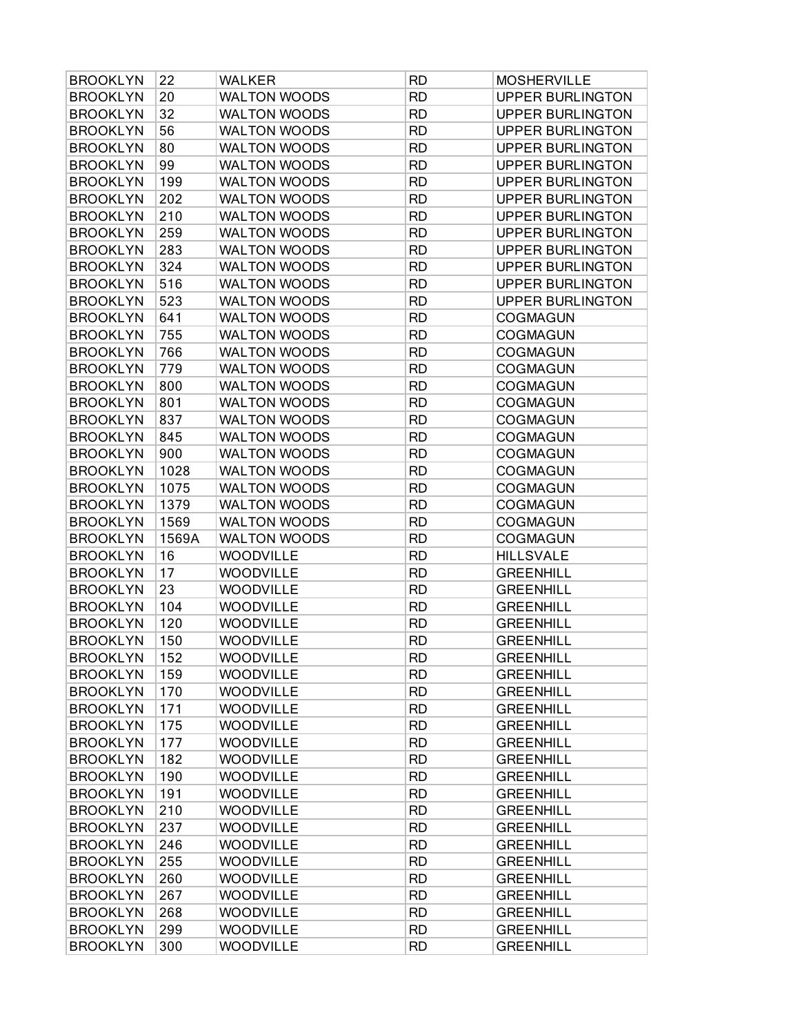| BROOKLYN | 22 | WALKER | RD | MOSHERVILLE |
|---|---|---|---|---|
| BROOKLYN | 20 | WALTON WOODS | RD | UPPER BURLINGTON |
| BROOKLYN | 32 | WALTON WOODS | RD | UPPER BURLINGTON |
| BROOKLYN | 56 | WALTON WOODS | RD | UPPER BURLINGTON |
| BROOKLYN | 80 | WALTON WOODS | RD | UPPER BURLINGTON |
| BROOKLYN | 99 | WALTON WOODS | RD | UPPER BURLINGTON |
| BROOKLYN | 199 | WALTON WOODS | RD | UPPER BURLINGTON |
| BROOKLYN | 202 | WALTON WOODS | RD | UPPER BURLINGTON |
| BROOKLYN | 210 | WALTON WOODS | RD | UPPER BURLINGTON |
| BROOKLYN | 259 | WALTON WOODS | RD | UPPER BURLINGTON |
| BROOKLYN | 283 | WALTON WOODS | RD | UPPER BURLINGTON |
| BROOKLYN | 324 | WALTON WOODS | RD | UPPER BURLINGTON |
| BROOKLYN | 516 | WALTON WOODS | RD | UPPER BURLINGTON |
| BROOKLYN | 523 | WALTON WOODS | RD | UPPER BURLINGTON |
| BROOKLYN | 641 | WALTON WOODS | RD | COGMAGUN |
| BROOKLYN | 755 | WALTON WOODS | RD | COGMAGUN |
| BROOKLYN | 766 | WALTON WOODS | RD | COGMAGUN |
| BROOKLYN | 779 | WALTON WOODS | RD | COGMAGUN |
| BROOKLYN | 800 | WALTON WOODS | RD | COGMAGUN |
| BROOKLYN | 801 | WALTON WOODS | RD | COGMAGUN |
| BROOKLYN | 837 | WALTON WOODS | RD | COGMAGUN |
| BROOKLYN | 845 | WALTON WOODS | RD | COGMAGUN |
| BROOKLYN | 900 | WALTON WOODS | RD | COGMAGUN |
| BROOKLYN | 1028 | WALTON WOODS | RD | COGMAGUN |
| BROOKLYN | 1075 | WALTON WOODS | RD | COGMAGUN |
| BROOKLYN | 1379 | WALTON WOODS | RD | COGMAGUN |
| BROOKLYN | 1569 | WALTON WOODS | RD | COGMAGUN |
| BROOKLYN | 1569A | WALTON WOODS | RD | COGMAGUN |
| BROOKLYN | 16 | WOODVILLE | RD | HILLSVALE |
| BROOKLYN | 17 | WOODVILLE | RD | GREENHILL |
| BROOKLYN | 23 | WOODVILLE | RD | GREENHILL |
| BROOKLYN | 104 | WOODVILLE | RD | GREENHILL |
| BROOKLYN | 120 | WOODVILLE | RD | GREENHILL |
| BROOKLYN | 150 | WOODVILLE | RD | GREENHILL |
| BROOKLYN | 152 | WOODVILLE | RD | GREENHILL |
| BROOKLYN | 159 | WOODVILLE | RD | GREENHILL |
| BROOKLYN | 170 | WOODVILLE | RD | GREENHILL |
| BROOKLYN | 171 | WOODVILLE | RD | GREENHILL |
| BROOKLYN | 175 | WOODVILLE | RD | GREENHILL |
| BROOKLYN | 177 | WOODVILLE | RD | GREENHILL |
| BROOKLYN | 182 | WOODVILLE | RD | GREENHILL |
| BROOKLYN | 190 | WOODVILLE | RD | GREENHILL |
| BROOKLYN | 191 | WOODVILLE | RD | GREENHILL |
| BROOKLYN | 210 | WOODVILLE | RD | GREENHILL |
| BROOKLYN | 237 | WOODVILLE | RD | GREENHILL |
| BROOKLYN | 246 | WOODVILLE | RD | GREENHILL |
| BROOKLYN | 255 | WOODVILLE | RD | GREENHILL |
| BROOKLYN | 260 | WOODVILLE | RD | GREENHILL |
| BROOKLYN | 267 | WOODVILLE | RD | GREENHILL |
| BROOKLYN | 268 | WOODVILLE | RD | GREENHILL |
| BROOKLYN | 299 | WOODVILLE | RD | GREENHILL |
| BROOKLYN | 300 | WOODVILLE | RD | GREENHILL |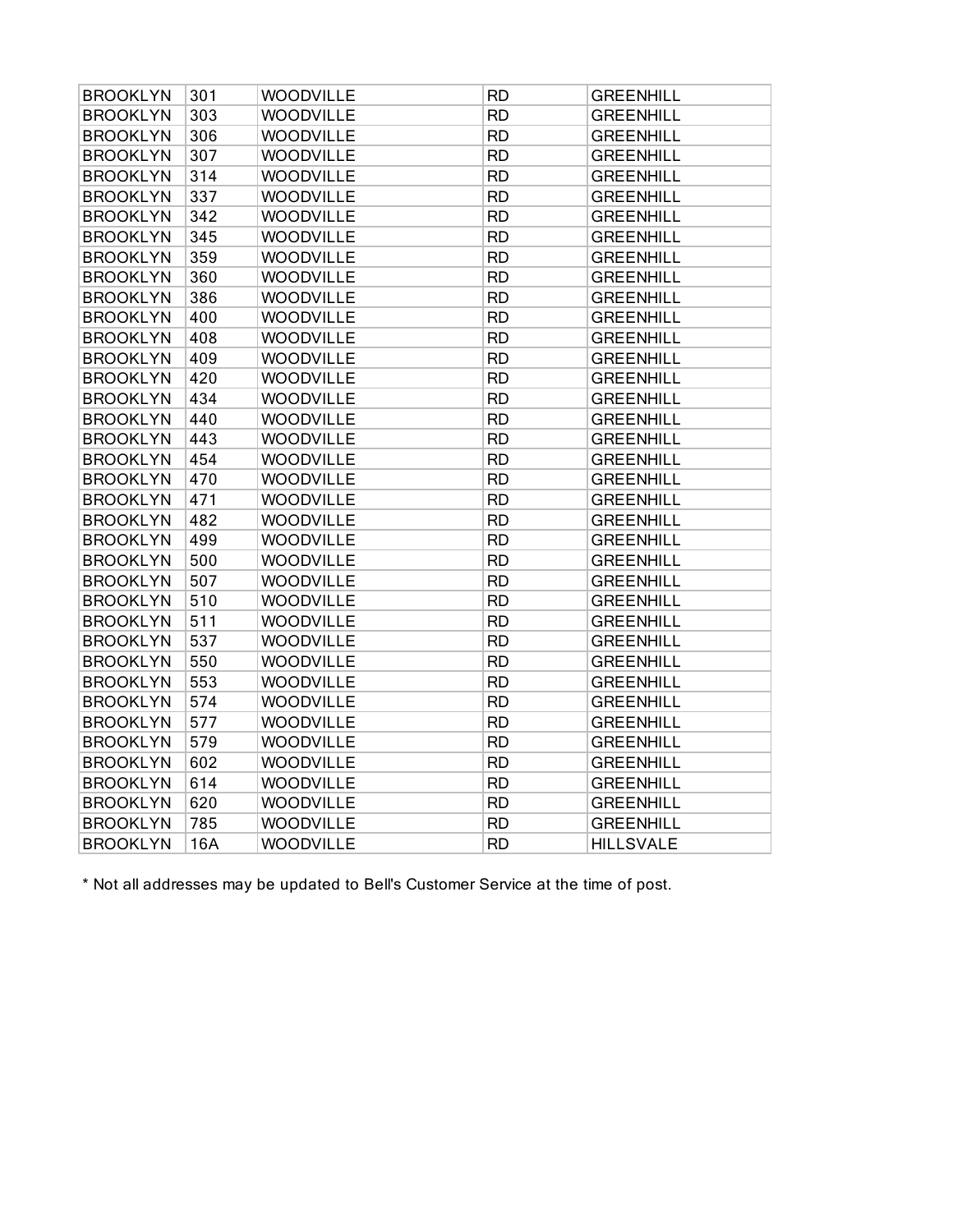| | | | | |
|---|---|---|---|---|
| BROOKLYN | 301 | WOODVILLE | RD | GREENHILL |
| BROOKLYN | 303 | WOODVILLE | RD | GREENHILL |
| BROOKLYN | 306 | WOODVILLE | RD | GREENHILL |
| BROOKLYN | 307 | WOODVILLE | RD | GREENHILL |
| BROOKLYN | 314 | WOODVILLE | RD | GREENHILL |
| BROOKLYN | 337 | WOODVILLE | RD | GREENHILL |
| BROOKLYN | 342 | WOODVILLE | RD | GREENHILL |
| BROOKLYN | 345 | WOODVILLE | RD | GREENHILL |
| BROOKLYN | 359 | WOODVILLE | RD | GREENHILL |
| BROOKLYN | 360 | WOODVILLE | RD | GREENHILL |
| BROOKLYN | 386 | WOODVILLE | RD | GREENHILL |
| BROOKLYN | 400 | WOODVILLE | RD | GREENHILL |
| BROOKLYN | 408 | WOODVILLE | RD | GREENHILL |
| BROOKLYN | 409 | WOODVILLE | RD | GREENHILL |
| BROOKLYN | 420 | WOODVILLE | RD | GREENHILL |
| BROOKLYN | 434 | WOODVILLE | RD | GREENHILL |
| BROOKLYN | 440 | WOODVILLE | RD | GREENHILL |
| BROOKLYN | 443 | WOODVILLE | RD | GREENHILL |
| BROOKLYN | 454 | WOODVILLE | RD | GREENHILL |
| BROOKLYN | 470 | WOODVILLE | RD | GREENHILL |
| BROOKLYN | 471 | WOODVILLE | RD | GREENHILL |
| BROOKLYN | 482 | WOODVILLE | RD | GREENHILL |
| BROOKLYN | 499 | WOODVILLE | RD | GREENHILL |
| BROOKLYN | 500 | WOODVILLE | RD | GREENHILL |
| BROOKLYN | 507 | WOODVILLE | RD | GREENHILL |
| BROOKLYN | 510 | WOODVILLE | RD | GREENHILL |
| BROOKLYN | 511 | WOODVILLE | RD | GREENHILL |
| BROOKLYN | 537 | WOODVILLE | RD | GREENHILL |
| BROOKLYN | 550 | WOODVILLE | RD | GREENHILL |
| BROOKLYN | 553 | WOODVILLE | RD | GREENHILL |
| BROOKLYN | 574 | WOODVILLE | RD | GREENHILL |
| BROOKLYN | 577 | WOODVILLE | RD | GREENHILL |
| BROOKLYN | 579 | WOODVILLE | RD | GREENHILL |
| BROOKLYN | 602 | WOODVILLE | RD | GREENHILL |
| BROOKLYN | 614 | WOODVILLE | RD | GREENHILL |
| BROOKLYN | 620 | WOODVILLE | RD | GREENHILL |
| BROOKLYN | 785 | WOODVILLE | RD | GREENHILL |
| BROOKLYN | 16A | WOODVILLE | RD | HILLSVALE |

* Not all addresses may be updated to Bell's Customer Service at the time of post.